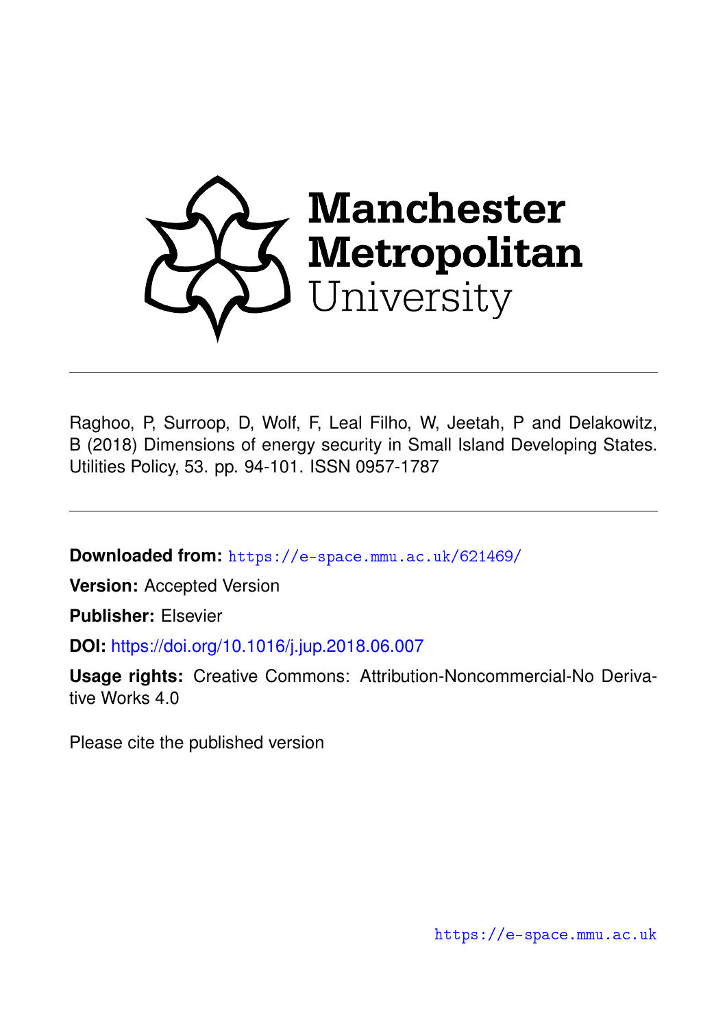Raghoo, P, Surroop, D, Wolf, F, Leal Filho, W, Jeetah, P and Delakowitz, B (2018) Dimensions of energy security in Small Island Developing States. Utilities Policy, 53. pp. 94-101. ISSN 0957-1787

**Downloaded from:** https://e-space.mmu.ac.uk/621469/

**Version:** Accepted Version

**Publisher:** Elsevier

**DOI:** https://doi.org/10.1016/j.jup.2018.06.007

**Usage rights:** Creative Commons: Attribution-Noncommercial-No Derivative Works 4.0

Please cite the published version

https://e-space.mmu.ac.uk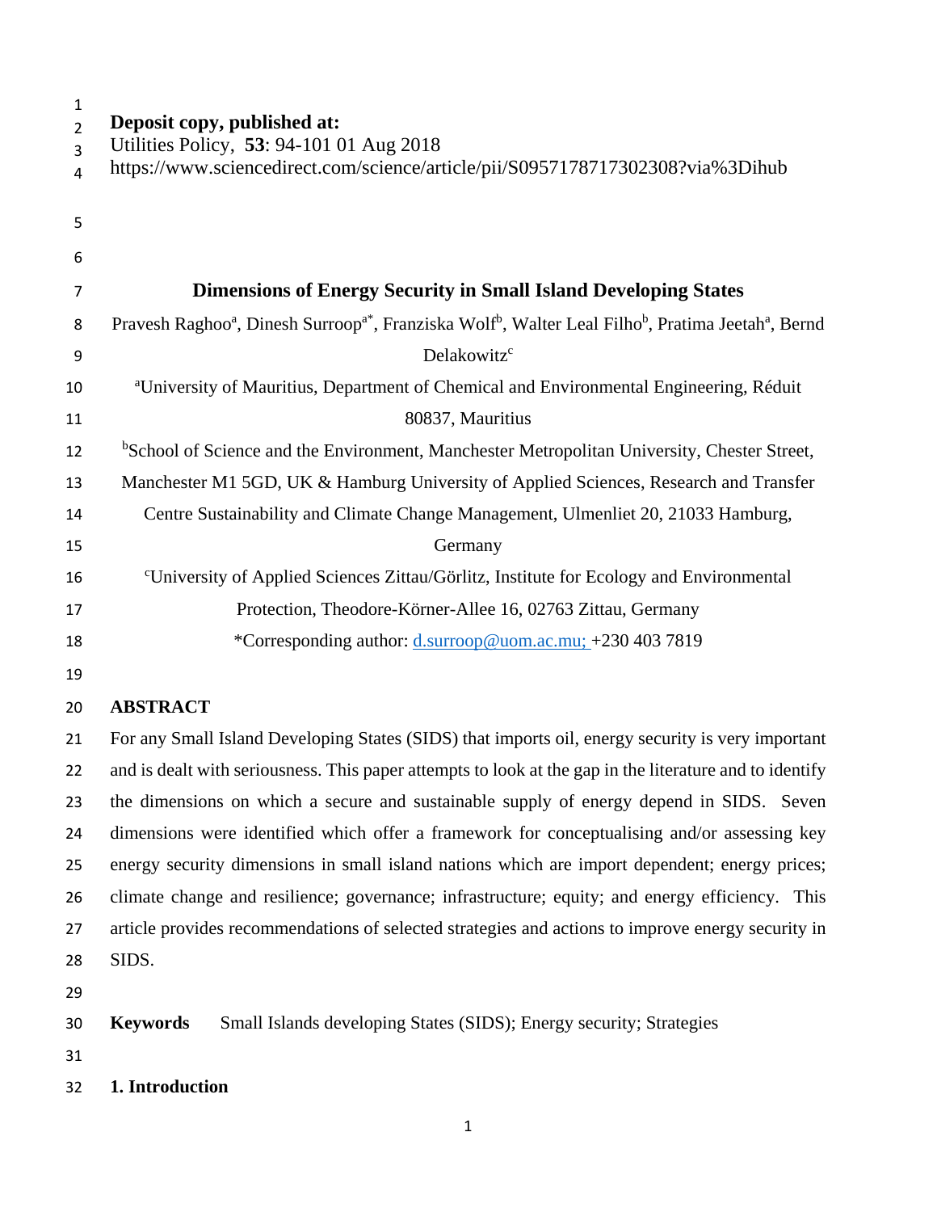**Deposit copy, published at:**
Utilities Policy, **53**: 94-101 01 Aug 2018
https://www.sciencedirect.com/science/article/pii/S0957178717302308?via%3Dihub

# Dimensions of Energy Security in Small Island Developing States

Pravesh Raghoo[a], Dinesh Surroop[a*], Franziska Wolf[b], Walter Leal Filho[b], Pratima Jeetah[a], Bernd Delakowitz[c]

[a]University of Mauritius, Department of Chemical and Environmental Engineering, Réduit 80837, Mauritius

[b]School of Science and the Environment, Manchester Metropolitan University, Chester Street, Manchester M1 5GD, UK & Hamburg University of Applied Sciences, Research and Transfer Centre Sustainability and Climate Change Management, Ulmenliet 20, 21033 Hamburg, Germany

[c]University of Applied Sciences Zittau/Görlitz, Institute for Ecology and Environmental Protection, Theodore-Körner-Allee 16, 02763 Zittau, Germany

*Corresponding author: d.surroop@uom.ac.mu; +230 403 7819

## ABSTRACT

For any Small Island Developing States (SIDS) that imports oil, energy security is very important and is dealt with seriousness. This paper attempts to look at the gap in the literature and to identify the dimensions on which a secure and sustainable supply of energy depend in SIDS. Seven dimensions were identified which offer a framework for conceptualising and/or assessing key energy security dimensions in small island nations which are import dependent; energy prices; climate change and resilience; governance; infrastructure; equity; and energy efficiency. This article provides recommendations of selected strategies and actions to improve energy security in SIDS.

**Keywords** Small Islands developing States (SIDS); Energy security; Strategies

## 1. Introduction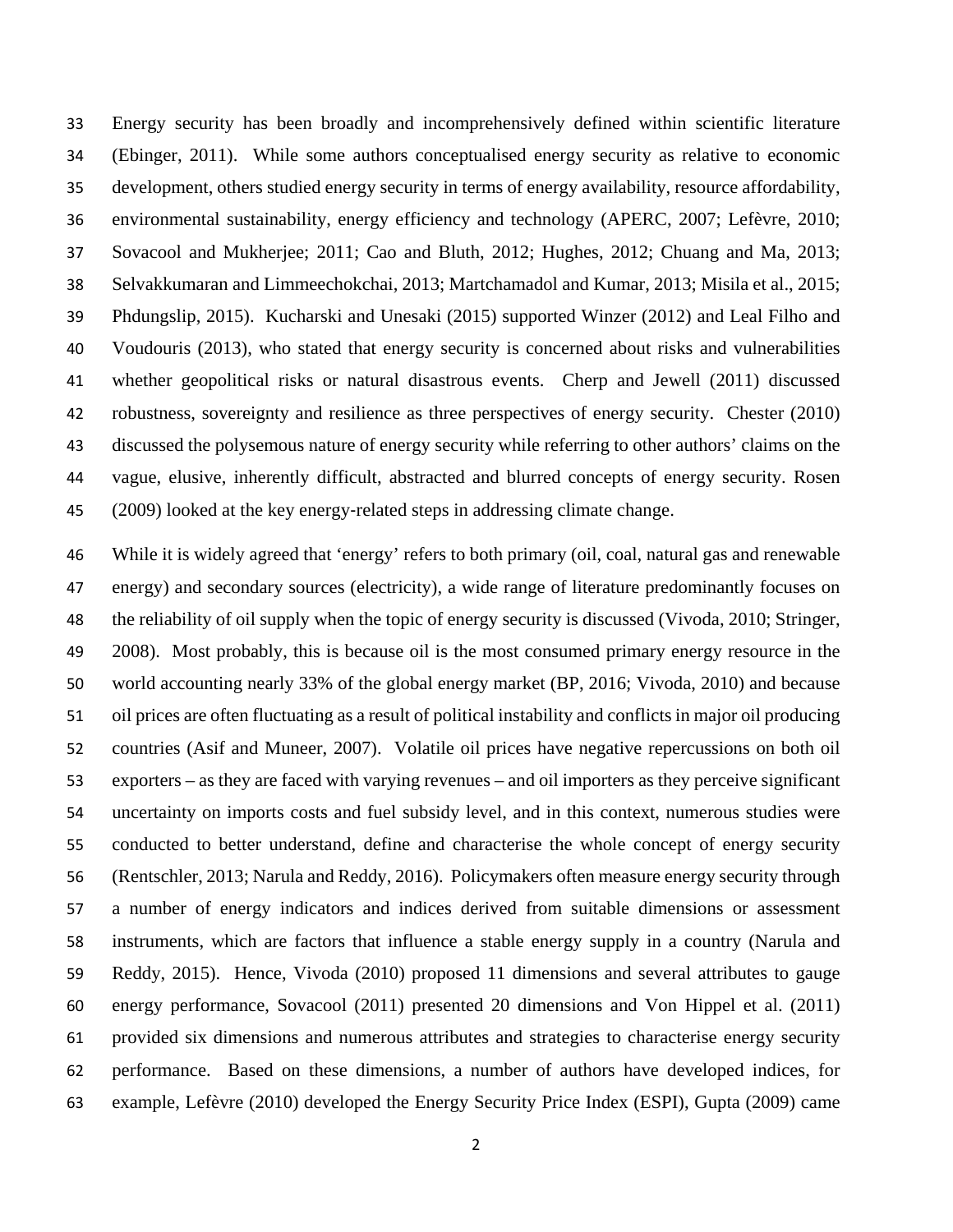Energy security has been broadly and incomprehensively defined within scientific literature (Ebinger, 2011). While some authors conceptualised energy security as relative to economic development, others studied energy security in terms of energy availability, resource affordability, environmental sustainability, energy efficiency and technology (APERC, 2007; Lefèvre, 2010; Sovacool and Mukherjee; 2011; Cao and Bluth, 2012; Hughes, 2012; Chuang and Ma, 2013; Selvakkumaran and Limmeechokchai, 2013; Martchamadol and Kumar, 2013; Misila et al., 2015; Phdungslip, 2015). Kucharski and Unesaki (2015) supported Winzer (2012) and Leal Filho and Voudouris (2013), who stated that energy security is concerned about risks and vulnerabilities whether geopolitical risks or natural disastrous events. Cherp and Jewell (2011) discussed robustness, sovereignty and resilience as three perspectives of energy security. Chester (2010) discussed the polysemous nature of energy security while referring to other authors' claims on the vague, elusive, inherently difficult, abstracted and blurred concepts of energy security. Rosen (2009) looked at the key energy-related steps in addressing climate change.

While it is widely agreed that 'energy' refers to both primary (oil, coal, natural gas and renewable energy) and secondary sources (electricity), a wide range of literature predominantly focuses on the reliability of oil supply when the topic of energy security is discussed (Vivoda, 2010; Stringer, 2008). Most probably, this is because oil is the most consumed primary energy resource in the world accounting nearly 33% of the global energy market (BP, 2016; Vivoda, 2010) and because oil prices are often fluctuating as a result of political instability and conflicts in major oil producing countries (Asif and Muneer, 2007). Volatile oil prices have negative repercussions on both oil exporters – as they are faced with varying revenues – and oil importers as they perceive significant uncertainty on imports costs and fuel subsidy level, and in this context, numerous studies were conducted to better understand, define and characterise the whole concept of energy security (Rentschler, 2013; Narula and Reddy, 2016). Policymakers often measure energy security through a number of energy indicators and indices derived from suitable dimensions or assessment instruments, which are factors that influence a stable energy supply in a country (Narula and Reddy, 2015). Hence, Vivoda (2010) proposed 11 dimensions and several attributes to gauge energy performance, Sovacool (2011) presented 20 dimensions and Von Hippel et al. (2011) provided six dimensions and numerous attributes and strategies to characterise energy security performance. Based on these dimensions, a number of authors have developed indices, for example, Lefèvre (2010) developed the Energy Security Price Index (ESPI), Gupta (2009) came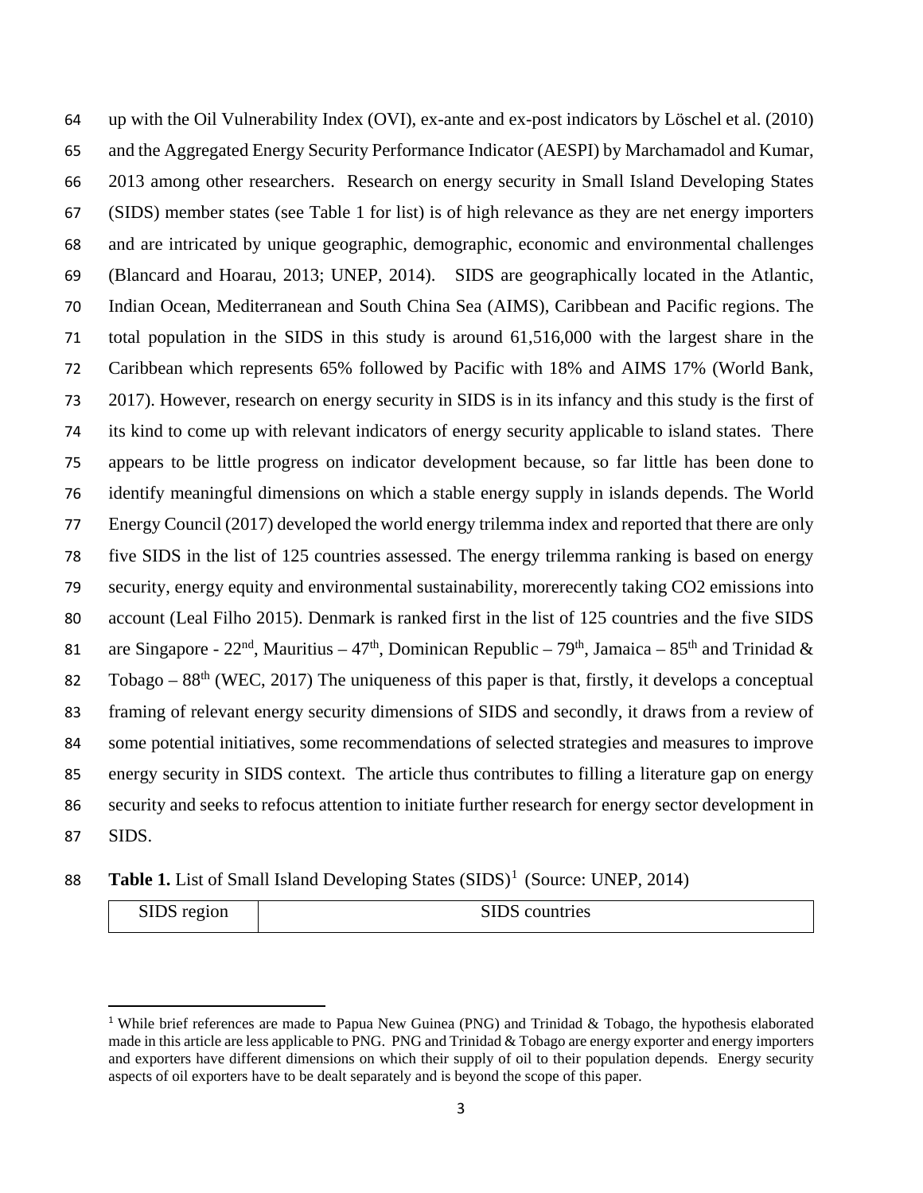up with the Oil Vulnerability Index (OVI), ex-ante and ex-post indicators by Löschel et al. (2010) and the Aggregated Energy Security Performance Indicator (AESPI) by Marchamadol and Kumar, 2013 among other researchers. Research on energy security in Small Island Developing States (SIDS) member states (see Table 1 for list) is of high relevance as they are net energy importers and are intricated by unique geographic, demographic, economic and environmental challenges (Blancard and Hoarau, 2013; UNEP, 2014). SIDS are geographically located in the Atlantic, Indian Ocean, Mediterranean and South China Sea (AIMS), Caribbean and Pacific regions. The total population in the SIDS in this study is around 61,516,000 with the largest share in the Caribbean which represents 65% followed by Pacific with 18% and AIMS 17% (World Bank, 2017). However, research on energy security in SIDS is in its infancy and this study is the first of its kind to come up with relevant indicators of energy security applicable to island states. There appears to be little progress on indicator development because, so far little has been done to identify meaningful dimensions on which a stable energy supply in islands depends. The World Energy Council (2017) developed the world energy trilemma index and reported that there are only five SIDS in the list of 125 countries assessed. The energy trilemma ranking is based on energy security, energy equity and environmental sustainability, morerecently taking CO2 emissions into account (Leal Filho 2015). Denmark is ranked first in the list of 125 countries and the five SIDS are Singapore - 22nd, Mauritius – 47th, Dominican Republic – 79th, Jamaica – 85th and Trinidad & Tobago – 88th (WEC, 2017) The uniqueness of this paper is that, firstly, it develops a conceptual framing of relevant energy security dimensions of SIDS and secondly, it draws from a review of some potential initiatives, some recommendations of selected strategies and measures to improve energy security in SIDS context. The article thus contributes to filling a literature gap on energy security and seeks to refocus attention to initiate further research for energy sector development in SIDS.

**Table 1.** List of Small Island Developing States (SIDS)[1] (Source: UNEP, 2014)

| SIDS region | SIDS countries |
| --- | --- |

[1] While brief references are made to Papua New Guinea (PNG) and Trinidad & Tobago, the hypothesis elaborated made in this article are less applicable to PNG. PNG and Trinidad & Tobago are energy exporter and energy importers and exporters have different dimensions on which their supply of oil to their population depends. Energy security aspects of oil exporters have to be dealt separately and is beyond the scope of this paper.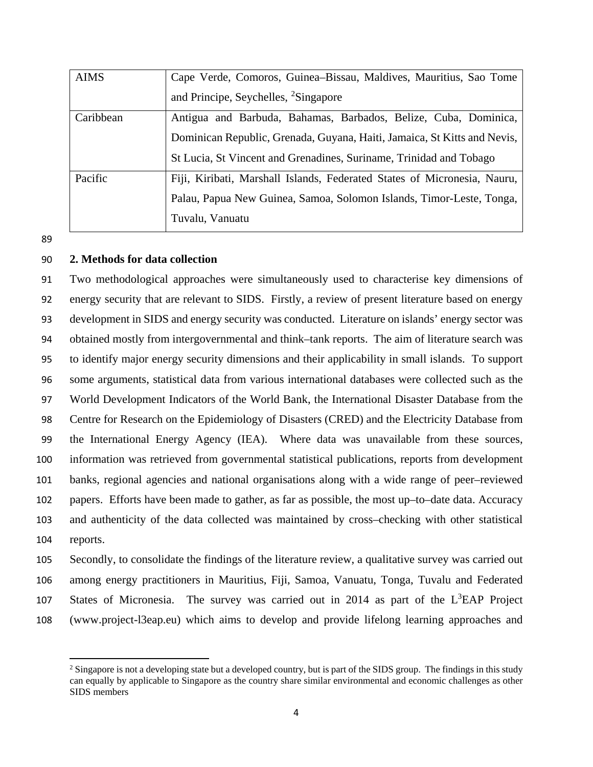| AIMS | Cape Verde, Comoros, Guinea–Bissau, Maldives, Mauritius, Sao Tome and Principe, Seychelles, [2]Singapore |
|---|---|
| Caribbean | Antigua and Barbuda, Bahamas, Barbados, Belize, Cuba, Dominica, Dominican Republic, Grenada, Guyana, Haiti, Jamaica, St Kitts and Nevis, St Lucia, St Vincent and Grenadines, Suriname, Trinidad and Tobago |
| Pacific | Fiji, Kiribati, Marshall Islands, Federated States of Micronesia, Nauru, Palau, Papua New Guinea, Samoa, Solomon Islands, Timor-Leste, Tonga, Tuvalu, Vanuatu |

## 2. Methods for data collection

Two methodological approaches were simultaneously used to characterise key dimensions of energy security that are relevant to SIDS. Firstly, a review of present literature based on energy development in SIDS and energy security was conducted. Literature on islands' energy sector was obtained mostly from intergovernmental and think–tank reports. The aim of literature search was to identify major energy security dimensions and their applicability in small islands. To support some arguments, statistical data from various international databases were collected such as the World Development Indicators of the World Bank, the International Disaster Database from the Centre for Research on the Epidemiology of Disasters (CRED) and the Electricity Database from the International Energy Agency (IEA). Where data was unavailable from these sources, information was retrieved from governmental statistical publications, reports from development banks, regional agencies and national organisations along with a wide range of peer–reviewed papers. Efforts have been made to gather, as far as possible, the most up–to–date data. Accuracy and authenticity of the data collected was maintained by cross–checking with other statistical reports.

Secondly, to consolidate the findings of the literature review, a qualitative survey was carried out among energy practitioners in Mauritius, Fiji, Samoa, Vanuatu, Tonga, Tuvalu and Federated States of Micronesia. The survey was carried out in 2014 as part of the L$^3$EAP Project (www.project-l3eap.eu) which aims to develop and provide lifelong learning approaches and

[2] Singapore is not a developing state but a developed country, but is part of the SIDS group. The findings in this study can equally by applicable to Singapore as the country share similar environmental and economic challenges as other SIDS members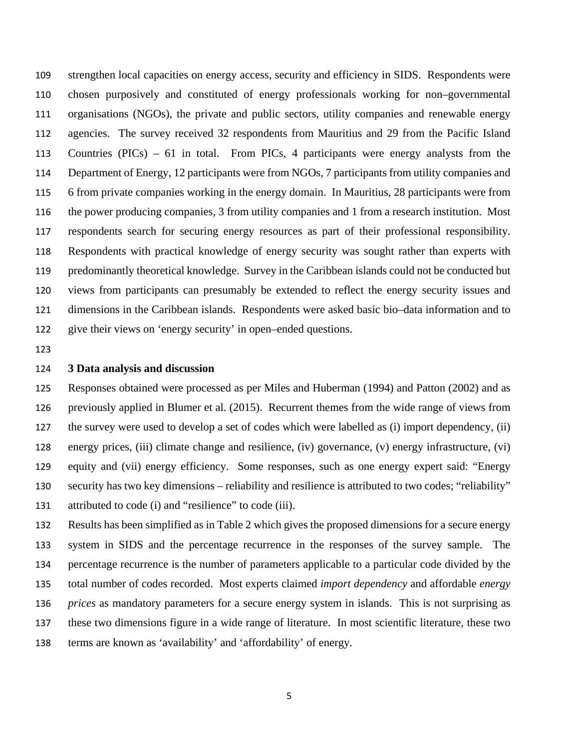strengthen local capacities on energy access, security and efficiency in SIDS. Respondents were chosen purposively and constituted of energy professionals working for non–governmental organisations (NGOs), the private and public sectors, utility companies and renewable energy agencies. The survey received 32 respondents from Mauritius and 29 from the Pacific Island Countries (PICs) – 61 in total. From PICs, 4 participants were energy analysts from the Department of Energy, 12 participants were from NGOs, 7 participants from utility companies and 6 from private companies working in the energy domain. In Mauritius, 28 participants were from the power producing companies, 3 from utility companies and 1 from a research institution. Most respondents search for securing energy resources as part of their professional responsibility. Respondents with practical knowledge of energy security was sought rather than experts with predominantly theoretical knowledge. Survey in the Caribbean islands could not be conducted but views from participants can presumably be extended to reflect the energy security issues and dimensions in the Caribbean islands. Respondents were asked basic bio–data information and to give their views on 'energy security' in open–ended questions.

## 3 Data analysis and discussion

Responses obtained were processed as per Miles and Huberman (1994) and Patton (2002) and as previously applied in Blumer et al. (2015). Recurrent themes from the wide range of views from the survey were used to develop a set of codes which were labelled as (i) import dependency, (ii) energy prices, (iii) climate change and resilience, (iv) governance, (v) energy infrastructure, (vi) equity and (vii) energy efficiency. Some responses, such as one energy expert said: "Energy security has two key dimensions – reliability and resilience is attributed to two codes; "reliability" attributed to code (i) and "resilience" to code (iii).

Results has been simplified as in Table 2 which gives the proposed dimensions for a secure energy system in SIDS and the percentage recurrence in the responses of the survey sample. The percentage recurrence is the number of parameters applicable to a particular code divided by the total number of codes recorded. Most experts claimed *import dependency* and affordable *energy prices* as mandatory parameters for a secure energy system in islands. This is not surprising as these two dimensions figure in a wide range of literature. In most scientific literature, these two terms are known as 'availability' and 'affordability' of energy.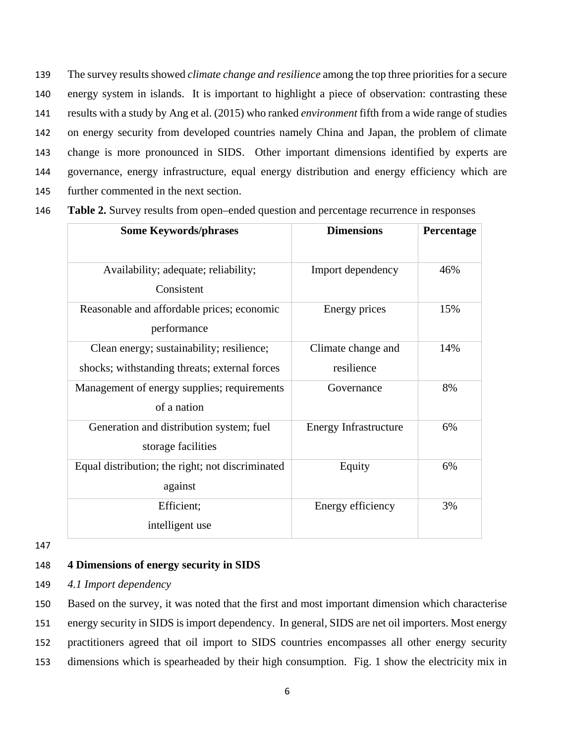The survey results showed *climate change and resilience* among the top three priorities for a secure energy system in islands. It is important to highlight a piece of observation: contrasting these results with a study by Ang et al. (2015) who ranked *environment* fifth from a wide range of studies on energy security from developed countries namely China and Japan, the problem of climate change is more pronounced in SIDS. Other important dimensions identified by experts are governance, energy infrastructure, equal energy distribution and energy efficiency which are further commented in the next section.

**Table 2.** Survey results from open–ended question and percentage recurrence in responses

| Some Keywords/phrases | Dimensions | Percentage |
| --- | --- | --- |
| Availability; adequate; reliability; Consistent | Import dependency | 46% |
| Reasonable and affordable prices; economic performance | Energy prices | 15% |
| Clean energy; sustainability; resilience; shocks; withstanding threats; external forces | Climate change and resilience | 14% |
| Management of energy supplies; requirements of a nation | Governance | 8% |
| Generation and distribution system; fuel storage facilities | Energy Infrastructure | 6% |
| Equal distribution; the right; not discriminated against | Equity | 6% |
| Efficient; intelligent use | Energy efficiency | 3% |

## 4 Dimensions of energy security in SIDS

### *4.1 Import dependency*

Based on the survey, it was noted that the first and most important dimension which characterise energy security in SIDS is import dependency. In general, SIDS are net oil importers. Most energy practitioners agreed that oil import to SIDS countries encompasses all other energy security dimensions which is spearheaded by their high consumption. Fig. 1 show the electricity mix in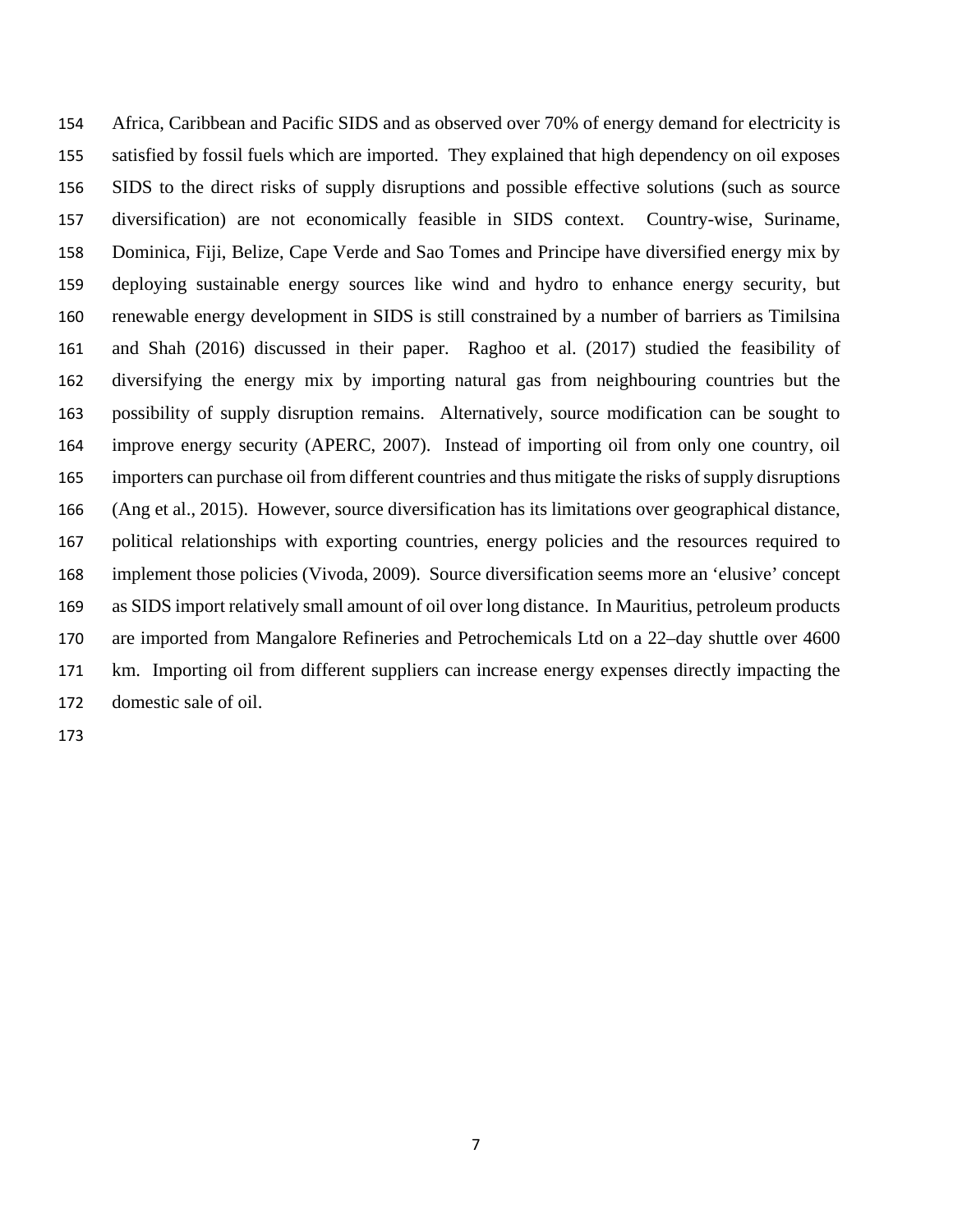Africa, Caribbean and Pacific SIDS and as observed over 70% of energy demand for electricity is satisfied by fossil fuels which are imported. They explained that high dependency on oil exposes SIDS to the direct risks of supply disruptions and possible effective solutions (such as source diversification) are not economically feasible in SIDS context. Country-wise, Suriname, Dominica, Fiji, Belize, Cape Verde and Sao Tomes and Principe have diversified energy mix by deploying sustainable energy sources like wind and hydro to enhance energy security, but renewable energy development in SIDS is still constrained by a number of barriers as Timilsina and Shah (2016) discussed in their paper. Raghoo et al. (2017) studied the feasibility of diversifying the energy mix by importing natural gas from neighbouring countries but the possibility of supply disruption remains. Alternatively, source modification can be sought to improve energy security (APERC, 2007). Instead of importing oil from only one country, oil importers can purchase oil from different countries and thus mitigate the risks of supply disruptions (Ang et al., 2015). However, source diversification has its limitations over geographical distance, political relationships with exporting countries, energy policies and the resources required to implement those policies (Vivoda, 2009). Source diversification seems more an 'elusive' concept as SIDS import relatively small amount of oil over long distance. In Mauritius, petroleum products are imported from Mangalore Refineries and Petrochemicals Ltd on a 22–day shuttle over 4600 km. Importing oil from different suppliers can increase energy expenses directly impacting the domestic sale of oil.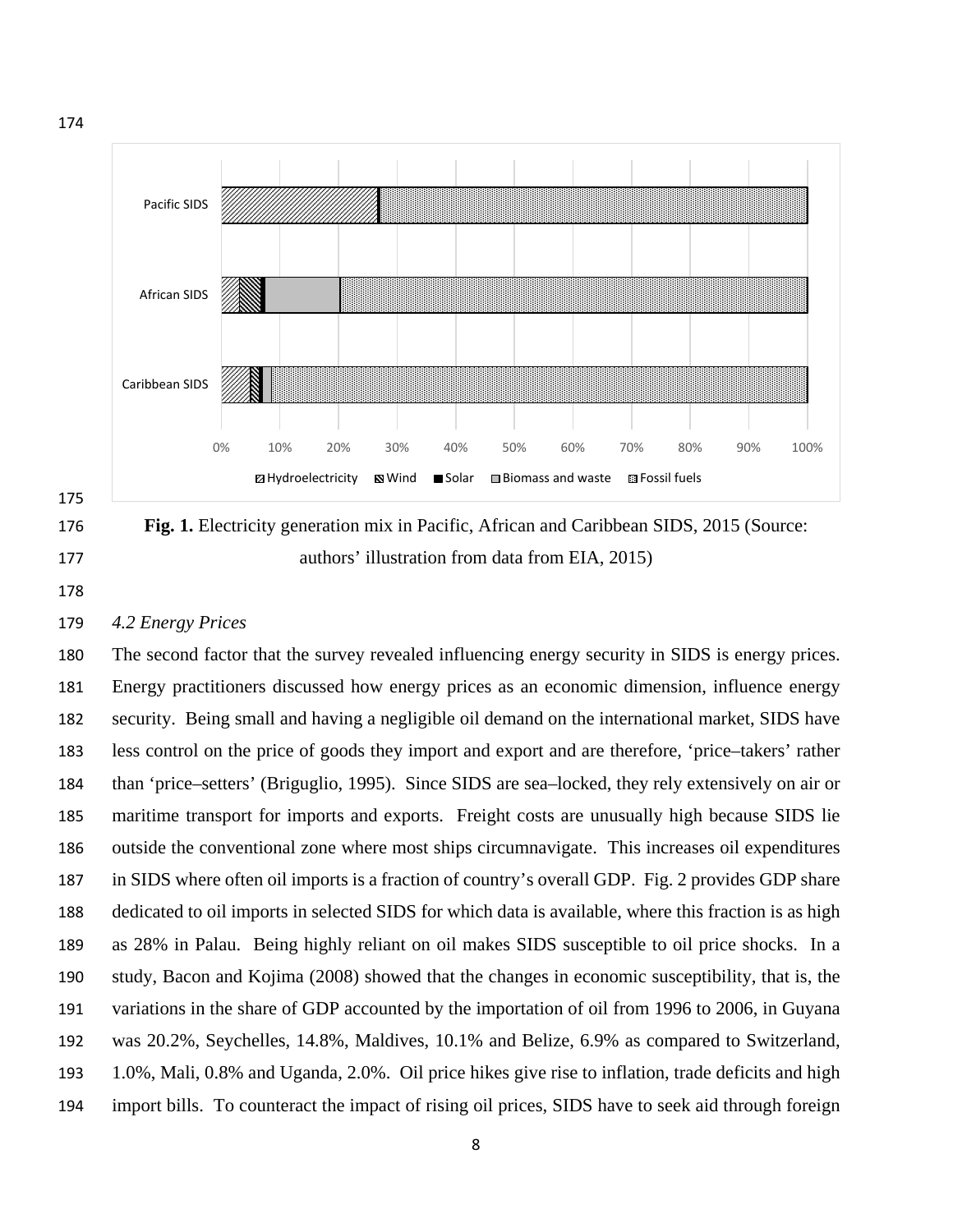**Fig. 1.** Electricity generation mix in Pacific, African and Caribbean SIDS, 2015 (Source: authors' illustration from data from EIA, 2015)

*4.2 Energy Prices*

The second factor that the survey revealed influencing energy security in SIDS is energy prices. Energy practitioners discussed how energy prices as an economic dimension, influence energy security. Being small and having a negligible oil demand on the international market, SIDS have less control on the price of goods they import and export and are therefore, 'price–takers' rather than 'price–setters' (Briguglio, 1995). Since SIDS are sea–locked, they rely extensively on air or maritime transport for imports and exports. Freight costs are unusually high because SIDS lie outside the conventional zone where most ships circumnavigate. This increases oil expenditures in SIDS where often oil imports is a fraction of country's overall GDP. Fig. 2 provides GDP share dedicated to oil imports in selected SIDS for which data is available, where this fraction is as high as 28% in Palau. Being highly reliant on oil makes SIDS susceptible to oil price shocks. In a study, Bacon and Kojima (2008) showed that the changes in economic susceptibility, that is, the variations in the share of GDP accounted by the importation of oil from 1996 to 2006, in Guyana was 20.2%, Seychelles, 14.8%, Maldives, 10.1% and Belize, 6.9% as compared to Switzerland, 1.0%, Mali, 0.8% and Uganda, 2.0%. Oil price hikes give rise to inflation, trade deficits and high import bills. To counteract the impact of rising oil prices, SIDS have to seek aid through foreign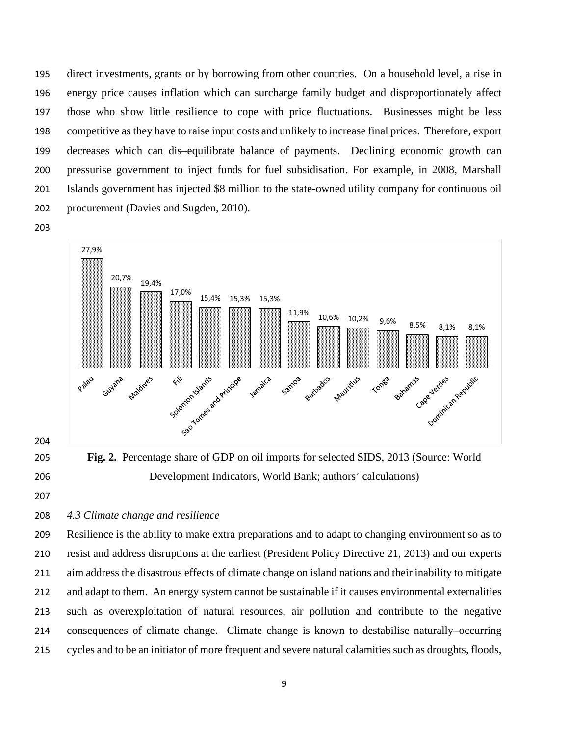direct investments, grants or by borrowing from other countries. On a household level, a rise in energy price causes inflation which can surcharge family budget and disproportionately affect those who show little resilience to cope with price fluctuations. Businesses might be less competitive as they have to raise input costs and unlikely to increase final prices. Therefore, export decreases which can dis–equilibrate balance of payments. Declining economic growth can pressurise government to inject funds for fuel subsidisation. For example, in 2008, Marshall Islands government has injected $8 million to the state-owned utility company for continuous oil procurement (Davies and Sugden, 2010).

**Fig. 2.** Percentage share of GDP on oil imports for selected SIDS, 2013 (Source: World Development Indicators, World Bank; authors' calculations)

### *4.3 Climate change and resilience*

Resilience is the ability to make extra preparations and to adapt to changing environment so as to resist and address disruptions at the earliest (President Policy Directive 21, 2013) and our experts aim address the disastrous effects of climate change on island nations and their inability to mitigate and adapt to them. An energy system cannot be sustainable if it causes environmental externalities such as overexploitation of natural resources, air pollution and contribute to the negative consequences of climate change. Climate change is known to destabilise naturally–occurring cycles and to be an initiator of more frequent and severe natural calamities such as droughts, floods,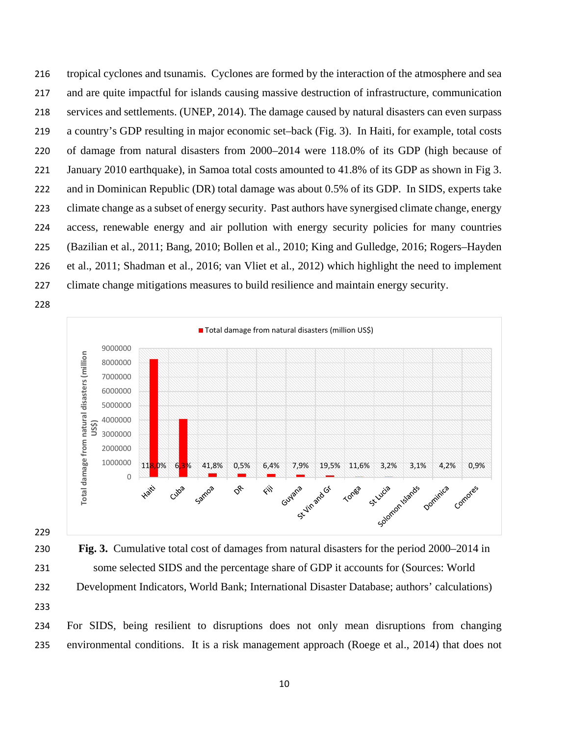tropical cyclones and tsunamis. Cyclones are formed by the interaction of the atmosphere and sea and are quite impactful for islands causing massive destruction of infrastructure, communication services and settlements. (UNEP, 2014). The damage caused by natural disasters can even surpass a country's GDP resulting in major economic set–back (Fig. 3). In Haiti, for example, total costs of damage from natural disasters from 2000–2014 were 118.0% of its GDP (high because of January 2010 earthquake), in Samoa total costs amounted to 41.8% of its GDP as shown in Fig 3. and in Dominican Republic (DR) total damage was about 0.5% of its GDP. In SIDS, experts take climate change as a subset of energy security. Past authors have synergised climate change, energy access, renewable energy and air pollution with energy security policies for many countries (Bazilian et al., 2011; Bang, 2010; Bollen et al., 2010; King and Gulledge, 2016; Rogers–Hayden et al., 2011; Shadman et al., 2016; van Vliet et al., 2012) which highlight the need to implement climate change mitigations measures to build resilience and maintain energy security.

**Fig. 3.** Cumulative total cost of damages from natural disasters for the period 2000–2014 in some selected SIDS and the percentage share of GDP it accounts for (Sources: World Development Indicators, World Bank; International Disaster Database; authors' calculations)

For SIDS, being resilient to disruptions does not only mean disruptions from changing environmental conditions. It is a risk management approach (Roege et al., 2014) that does not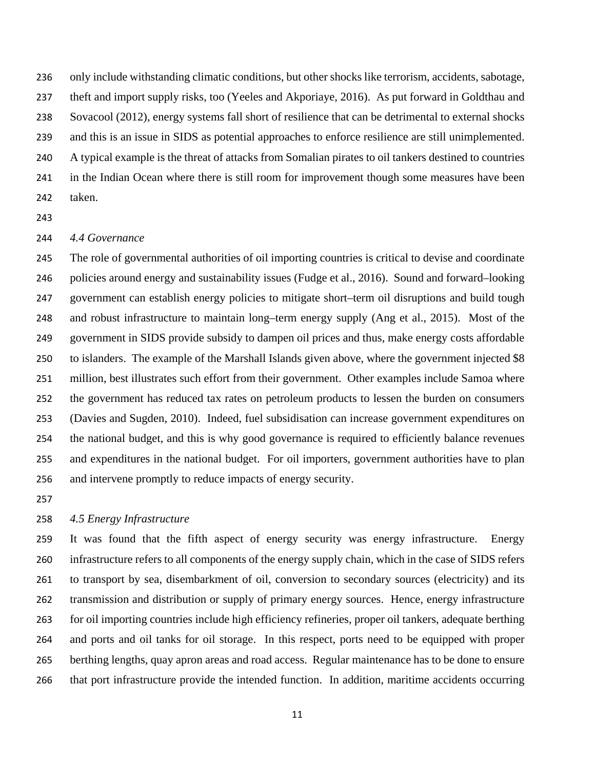only include withstanding climatic conditions, but other shocks like terrorism, accidents, sabotage, theft and import supply risks, too (Yeeles and Akporiaye, 2016). As put forward in Goldthau and Sovacool (2012), energy systems fall short of resilience that can be detrimental to external shocks and this is an issue in SIDS as potential approaches to enforce resilience are still unimplemented. A typical example is the threat of attacks from Somalian pirates to oil tankers destined to countries in the Indian Ocean where there is still room for improvement though some measures have been taken.

### *4.4 Governance*

The role of governmental authorities of oil importing countries is critical to devise and coordinate policies around energy and sustainability issues (Fudge et al., 2016). Sound and forward–looking government can establish energy policies to mitigate short–term oil disruptions and build tough and robust infrastructure to maintain long–term energy supply (Ang et al., 2015). Most of the government in SIDS provide subsidy to dampen oil prices and thus, make energy costs affordable to islanders. The example of the Marshall Islands given above, where the government injected $8 million, best illustrates such effort from their government. Other examples include Samoa where the government has reduced tax rates on petroleum products to lessen the burden on consumers (Davies and Sugden, 2010). Indeed, fuel subsidisation can increase government expenditures on the national budget, and this is why good governance is required to efficiently balance revenues and expenditures in the national budget. For oil importers, government authorities have to plan and intervene promptly to reduce impacts of energy security.

### *4.5 Energy Infrastructure*

It was found that the fifth aspect of energy security was energy infrastructure. Energy infrastructure refers to all components of the energy supply chain, which in the case of SIDS refers to transport by sea, disembarkment of oil, conversion to secondary sources (electricity) and its transmission and distribution or supply of primary energy sources. Hence, energy infrastructure for oil importing countries include high efficiency refineries, proper oil tankers, adequate berthing and ports and oil tanks for oil storage. In this respect, ports need to be equipped with proper berthing lengths, quay apron areas and road access. Regular maintenance has to be done to ensure that port infrastructure provide the intended function. In addition, maritime accidents occurring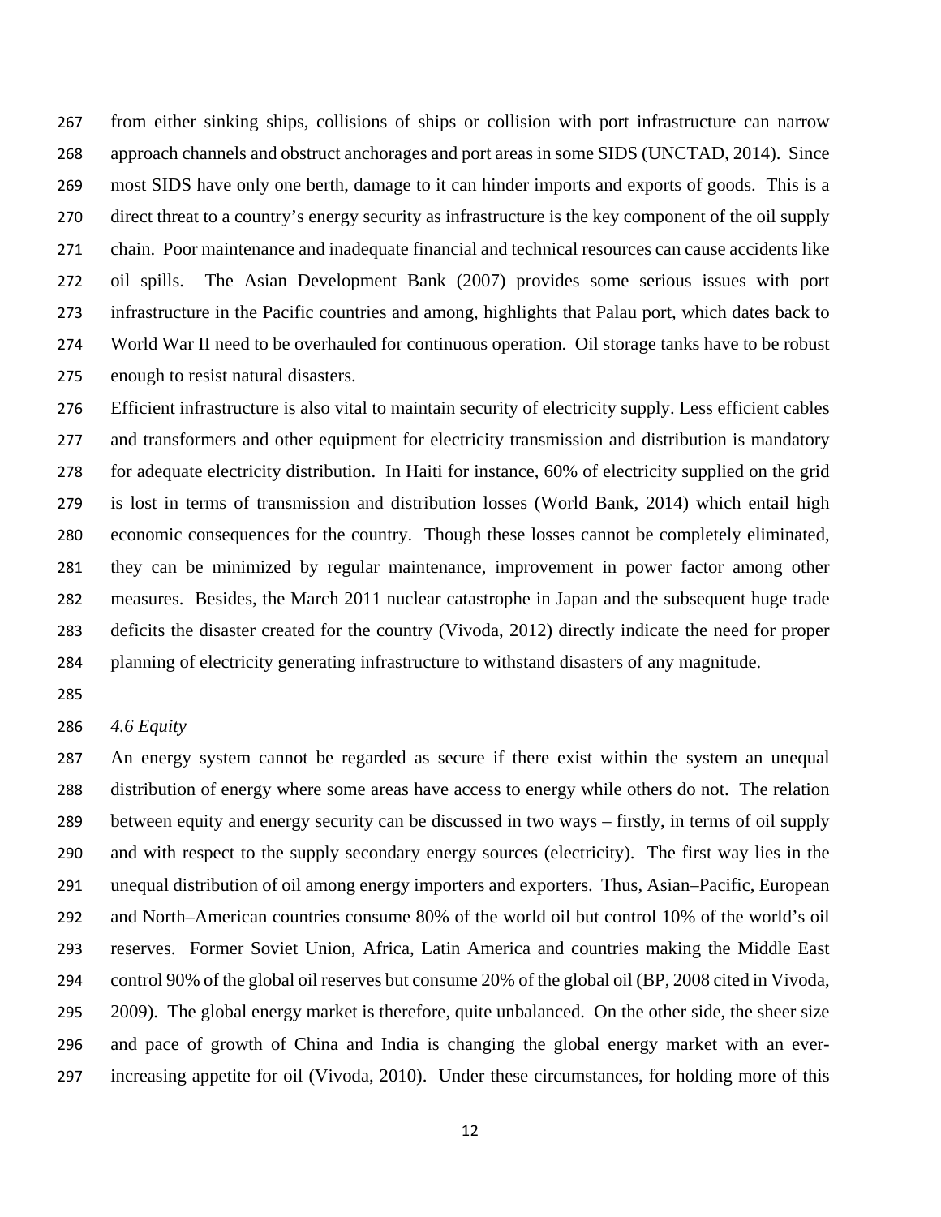from either sinking ships, collisions of ships or collision with port infrastructure can narrow approach channels and obstruct anchorages and port areas in some SIDS (UNCTAD, 2014). Since most SIDS have only one berth, damage to it can hinder imports and exports of goods. This is a direct threat to a country's energy security as infrastructure is the key component of the oil supply chain. Poor maintenance and inadequate financial and technical resources can cause accidents like oil spills. The Asian Development Bank (2007) provides some serious issues with port infrastructure in the Pacific countries and among, highlights that Palau port, which dates back to World War II need to be overhauled for continuous operation. Oil storage tanks have to be robust enough to resist natural disasters.

Efficient infrastructure is also vital to maintain security of electricity supply. Less efficient cables and transformers and other equipment for electricity transmission and distribution is mandatory for adequate electricity distribution. In Haiti for instance, 60% of electricity supplied on the grid is lost in terms of transmission and distribution losses (World Bank, 2014) which entail high economic consequences for the country. Though these losses cannot be completely eliminated, they can be minimized by regular maintenance, improvement in power factor among other measures. Besides, the March 2011 nuclear catastrophe in Japan and the subsequent huge trade deficits the disaster created for the country (Vivoda, 2012) directly indicate the need for proper planning of electricity generating infrastructure to withstand disasters of any magnitude.

### *4.6 Equity*

An energy system cannot be regarded as secure if there exist within the system an unequal distribution of energy where some areas have access to energy while others do not. The relation between equity and energy security can be discussed in two ways – firstly, in terms of oil supply and with respect to the supply secondary energy sources (electricity). The first way lies in the unequal distribution of oil among energy importers and exporters. Thus, Asian–Pacific, European and North–American countries consume 80% of the world oil but control 10% of the world's oil reserves. Former Soviet Union, Africa, Latin America and countries making the Middle East control 90% of the global oil reserves but consume 20% of the global oil (BP, 2008 cited in Vivoda, 2009). The global energy market is therefore, quite unbalanced. On the other side, the sheer size and pace of growth of China and India is changing the global energy market with an ever-increasing appetite for oil (Vivoda, 2010). Under these circumstances, for holding more of this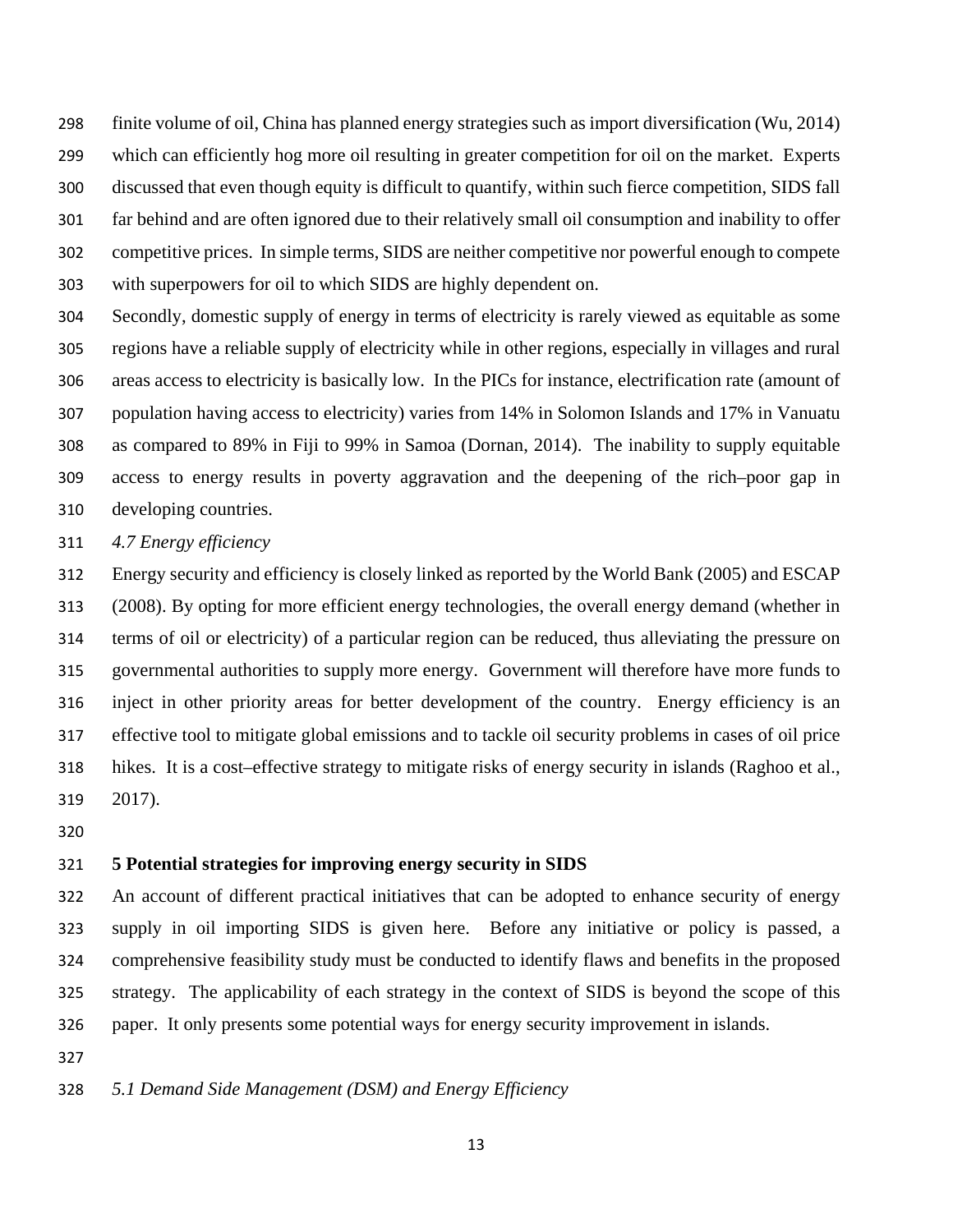finite volume of oil, China has planned energy strategies such as import diversification (Wu, 2014) which can efficiently hog more oil resulting in greater competition for oil on the market. Experts discussed that even though equity is difficult to quantify, within such fierce competition, SIDS fall far behind and are often ignored due to their relatively small oil consumption and inability to offer competitive prices. In simple terms, SIDS are neither competitive nor powerful enough to compete with superpowers for oil to which SIDS are highly dependent on.

Secondly, domestic supply of energy in terms of electricity is rarely viewed as equitable as some regions have a reliable supply of electricity while in other regions, especially in villages and rural areas access to electricity is basically low. In the PICs for instance, electrification rate (amount of population having access to electricity) varies from 14% in Solomon Islands and 17% in Vanuatu as compared to 89% in Fiji to 99% in Samoa (Dornan, 2014). The inability to supply equitable access to energy results in poverty aggravation and the deepening of the rich–poor gap in developing countries.

### *4.7 Energy efficiency*

Energy security and efficiency is closely linked as reported by the World Bank (2005) and ESCAP (2008). By opting for more efficient energy technologies, the overall energy demand (whether in terms of oil or electricity) of a particular region can be reduced, thus alleviating the pressure on governmental authorities to supply more energy. Government will therefore have more funds to inject in other priority areas for better development of the country. Energy efficiency is an effective tool to mitigate global emissions and to tackle oil security problems in cases of oil price hikes. It is a cost–effective strategy to mitigate risks of energy security in islands (Raghoo et al., 2017).

## 5 Potential strategies for improving energy security in SIDS

An account of different practical initiatives that can be adopted to enhance security of energy supply in oil importing SIDS is given here. Before any initiative or policy is passed, a comprehensive feasibility study must be conducted to identify flaws and benefits in the proposed strategy. The applicability of each strategy in the context of SIDS is beyond the scope of this paper. It only presents some potential ways for energy security improvement in islands.

### *5.1 Demand Side Management (DSM) and Energy Efficiency*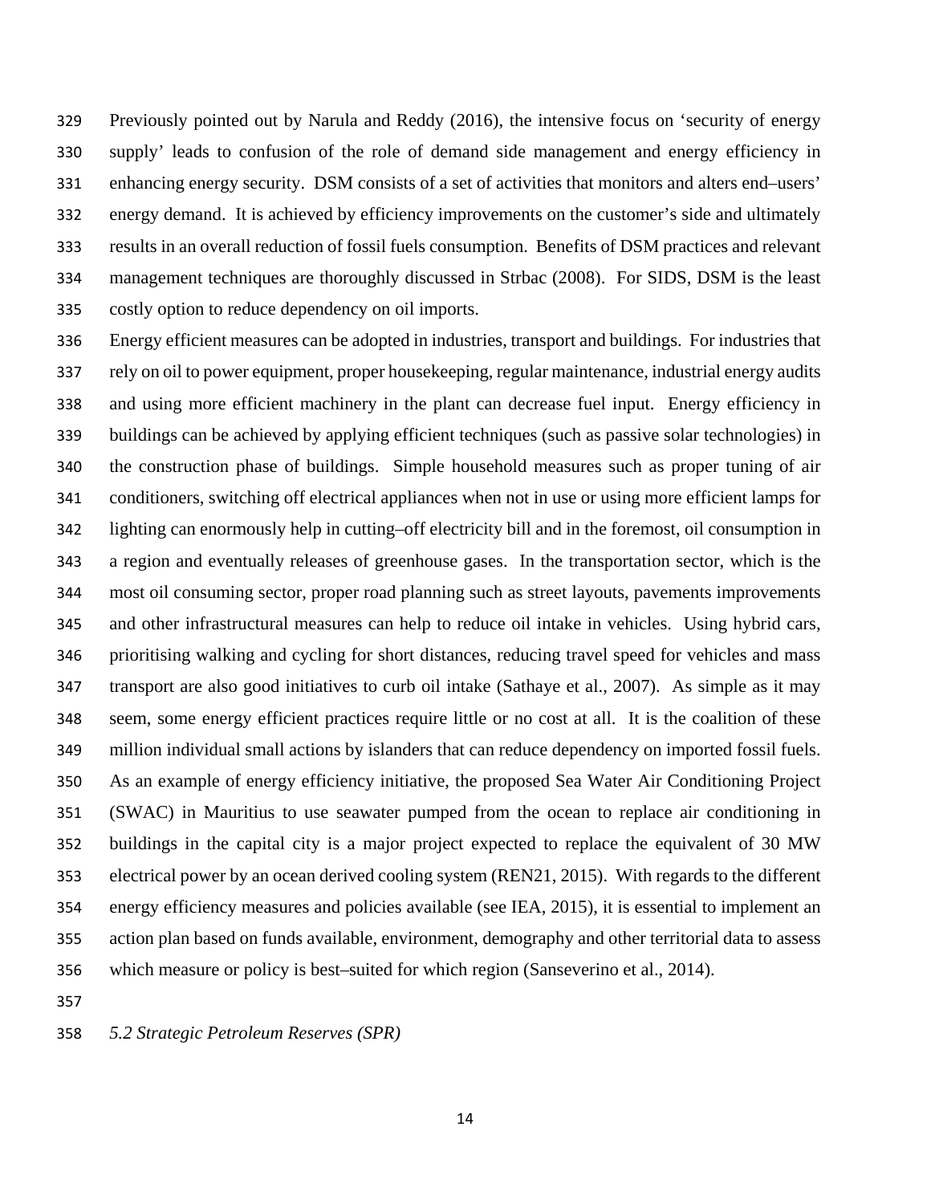Previously pointed out by Narula and Reddy (2016), the intensive focus on 'security of energy supply' leads to confusion of the role of demand side management and energy efficiency in enhancing energy security. DSM consists of a set of activities that monitors and alters end–users' energy demand. It is achieved by efficiency improvements on the customer's side and ultimately results in an overall reduction of fossil fuels consumption. Benefits of DSM practices and relevant management techniques are thoroughly discussed in Strbac (2008). For SIDS, DSM is the least costly option to reduce dependency on oil imports.

Energy efficient measures can be adopted in industries, transport and buildings. For industries that rely on oil to power equipment, proper housekeeping, regular maintenance, industrial energy audits and using more efficient machinery in the plant can decrease fuel input. Energy efficiency in buildings can be achieved by applying efficient techniques (such as passive solar technologies) in the construction phase of buildings. Simple household measures such as proper tuning of air conditioners, switching off electrical appliances when not in use or using more efficient lamps for lighting can enormously help in cutting–off electricity bill and in the foremost, oil consumption in a region and eventually releases of greenhouse gases. In the transportation sector, which is the most oil consuming sector, proper road planning such as street layouts, pavements improvements and other infrastructural measures can help to reduce oil intake in vehicles. Using hybrid cars, prioritising walking and cycling for short distances, reducing travel speed for vehicles and mass transport are also good initiatives to curb oil intake (Sathaye et al., 2007). As simple as it may seem, some energy efficient practices require little or no cost at all. It is the coalition of these million individual small actions by islanders that can reduce dependency on imported fossil fuels. As an example of energy efficiency initiative, the proposed Sea Water Air Conditioning Project (SWAC) in Mauritius to use seawater pumped from the ocean to replace air conditioning in buildings in the capital city is a major project expected to replace the equivalent of 30 MW electrical power by an ocean derived cooling system (REN21, 2015). With regards to the different energy efficiency measures and policies available (see IEA, 2015), it is essential to implement an action plan based on funds available, environment, demography and other territorial data to assess which measure or policy is best–suited for which region (Sanseverino et al., 2014).

### *5.2 Strategic Petroleum Reserves (SPR)*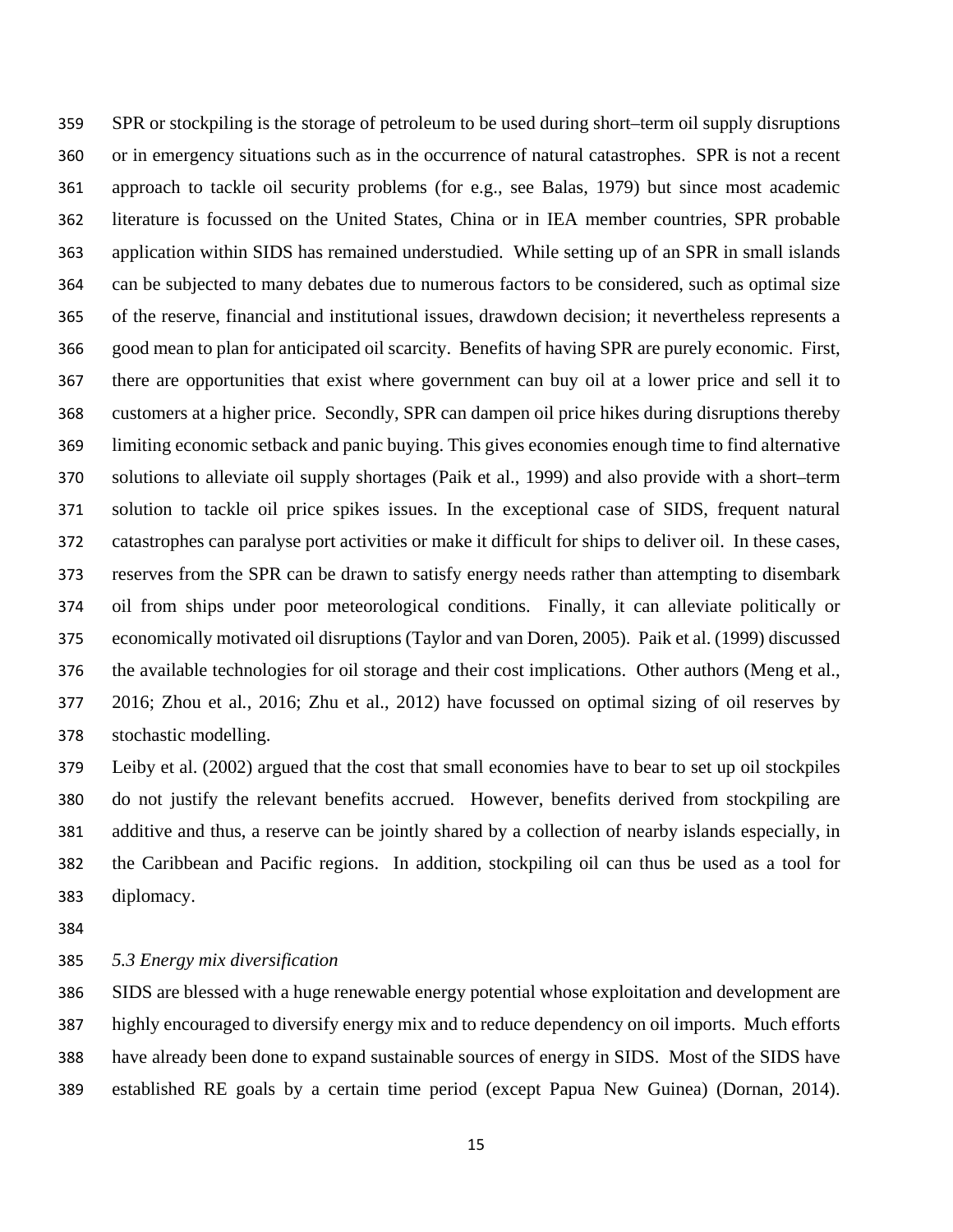SPR or stockpiling is the storage of petroleum to be used during short–term oil supply disruptions or in emergency situations such as in the occurrence of natural catastrophes. SPR is not a recent approach to tackle oil security problems (for e.g., see Balas, 1979) but since most academic literature is focussed on the United States, China or in IEA member countries, SPR probable application within SIDS has remained understudied. While setting up of an SPR in small islands can be subjected to many debates due to numerous factors to be considered, such as optimal size of the reserve, financial and institutional issues, drawdown decision; it nevertheless represents a good mean to plan for anticipated oil scarcity. Benefits of having SPR are purely economic. First, there are opportunities that exist where government can buy oil at a lower price and sell it to customers at a higher price. Secondly, SPR can dampen oil price hikes during disruptions thereby limiting economic setback and panic buying. This gives economies enough time to find alternative solutions to alleviate oil supply shortages (Paik et al., 1999) and also provide with a short–term solution to tackle oil price spikes issues. In the exceptional case of SIDS, frequent natural catastrophes can paralyse port activities or make it difficult for ships to deliver oil. In these cases, reserves from the SPR can be drawn to satisfy energy needs rather than attempting to disembark oil from ships under poor meteorological conditions. Finally, it can alleviate politically or economically motivated oil disruptions (Taylor and van Doren, 2005). Paik et al. (1999) discussed the available technologies for oil storage and their cost implications. Other authors (Meng et al., 2016; Zhou et al., 2016; Zhu et al., 2012) have focussed on optimal sizing of oil reserves by stochastic modelling.

Leiby et al. (2002) argued that the cost that small economies have to bear to set up oil stockpiles do not justify the relevant benefits accrued. However, benefits derived from stockpiling are additive and thus, a reserve can be jointly shared by a collection of nearby islands especially, in the Caribbean and Pacific regions. In addition, stockpiling oil can thus be used as a tool for diplomacy.

### *5.3 Energy mix diversification*

SIDS are blessed with a huge renewable energy potential whose exploitation and development are highly encouraged to diversify energy mix and to reduce dependency on oil imports. Much efforts have already been done to expand sustainable sources of energy in SIDS. Most of the SIDS have established RE goals by a certain time period (except Papua New Guinea) (Dornan, 2014).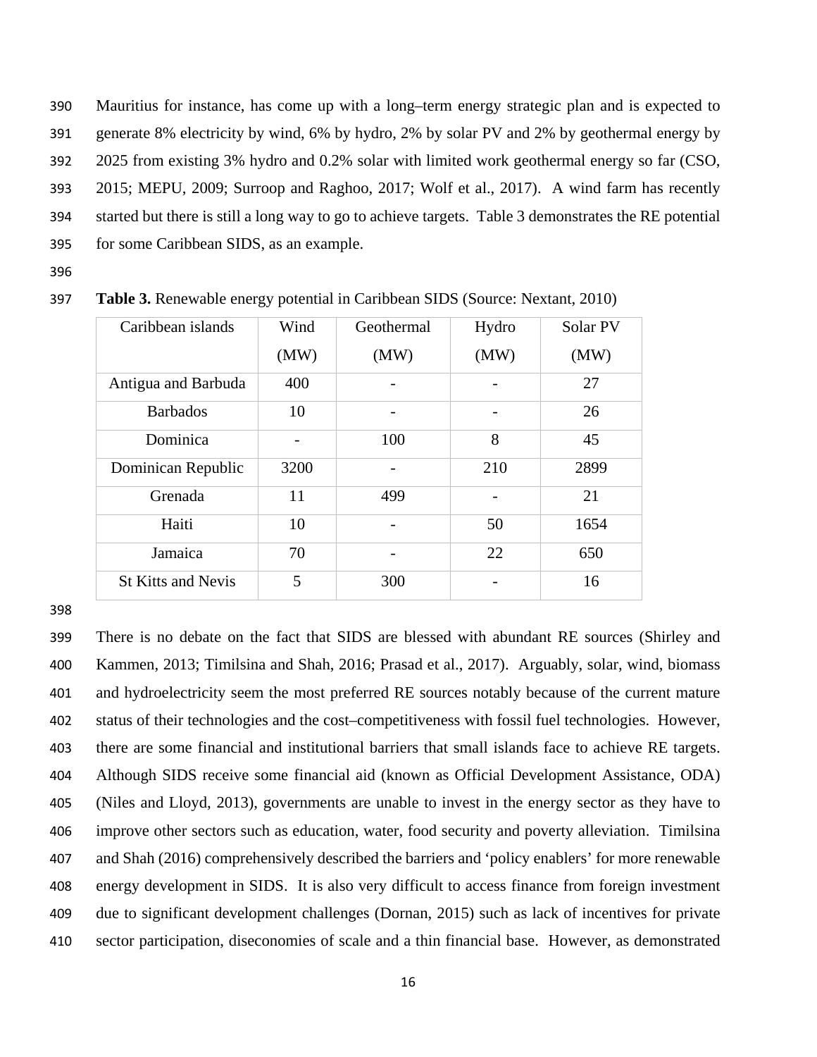Mauritius for instance, has come up with a long–term energy strategic plan and is expected to generate 8% electricity by wind, 6% by hydro, 2% by solar PV and 2% by geothermal energy by 2025 from existing 3% hydro and 0.2% solar with limited work geothermal energy so far (CSO, 2015; MEPU, 2009; Surroop and Raghoo, 2017; Wolf et al., 2017). A wind farm has recently started but there is still a long way to go to achieve targets. Table 3 demonstrates the RE potential for some Caribbean SIDS, as an example.

**Table 3.** Renewable energy potential in Caribbean SIDS (Source: Nextant, 2010)

| Caribbean islands | Wind (MW) | Geothermal (MW) | Hydro (MW) | Solar PV (MW) |
|---|---|---|---|---|
| Antigua and Barbuda | 400 | - | - | 27 |
| Barbados | 10 | - | - | 26 |
| Dominica | - | 100 | 8 | 45 |
| Dominican Republic | 3200 | - | 210 | 2899 |
| Grenada | 11 | 499 | - | 21 |
| Haiti | 10 | - | 50 | 1654 |
| Jamaica | 70 | - | 22 | 650 |
| St Kitts and Nevis | 5 | 300 | - | 16 |

There is no debate on the fact that SIDS are blessed with abundant RE sources (Shirley and Kammen, 2013; Timilsina and Shah, 2016; Prasad et al., 2017). Arguably, solar, wind, biomass and hydroelectricity seem the most preferred RE sources notably because of the current mature status of their technologies and the cost–competitiveness with fossil fuel technologies. However, there are some financial and institutional barriers that small islands face to achieve RE targets. Although SIDS receive some financial aid (known as Official Development Assistance, ODA) (Niles and Lloyd, 2013), governments are unable to invest in the energy sector as they have to improve other sectors such as education, water, food security and poverty alleviation. Timilsina and Shah (2016) comprehensively described the barriers and 'policy enablers' for more renewable energy development in SIDS. It is also very difficult to access finance from foreign investment due to significant development challenges (Dornan, 2015) such as lack of incentives for private sector participation, diseconomies of scale and a thin financial base. However, as demonstrated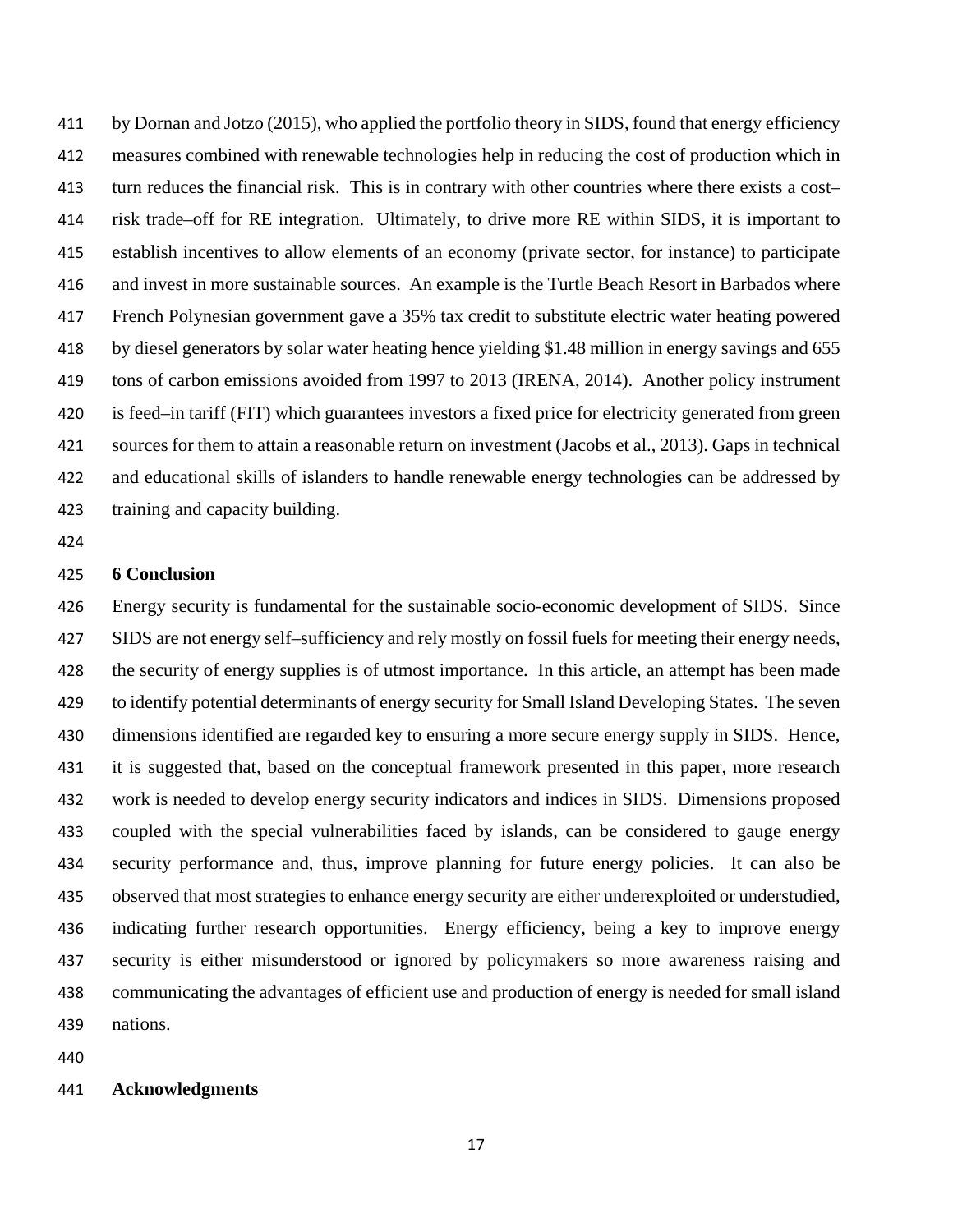by Dornan and Jotzo (2015), who applied the portfolio theory in SIDS, found that energy efficiency measures combined with renewable technologies help in reducing the cost of production which in turn reduces the financial risk. This is in contrary with other countries where there exists a cost–risk trade–off for RE integration. Ultimately, to drive more RE within SIDS, it is important to establish incentives to allow elements of an economy (private sector, for instance) to participate and invest in more sustainable sources. An example is the Turtle Beach Resort in Barbados where French Polynesian government gave a 35% tax credit to substitute electric water heating powered by diesel generators by solar water heating hence yielding $1.48 million in energy savings and 655 tons of carbon emissions avoided from 1997 to 2013 (IRENA, 2014). Another policy instrument is feed–in tariff (FIT) which guarantees investors a fixed price for electricity generated from green sources for them to attain a reasonable return on investment (Jacobs et al., 2013). Gaps in technical and educational skills of islanders to handle renewable energy technologies can be addressed by training and capacity building.

## 6 Conclusion

Energy security is fundamental for the sustainable socio-economic development of SIDS. Since SIDS are not energy self–sufficiency and rely mostly on fossil fuels for meeting their energy needs, the security of energy supplies is of utmost importance. In this article, an attempt has been made to identify potential determinants of energy security for Small Island Developing States. The seven dimensions identified are regarded key to ensuring a more secure energy supply in SIDS. Hence, it is suggested that, based on the conceptual framework presented in this paper, more research work is needed to develop energy security indicators and indices in SIDS. Dimensions proposed coupled with the special vulnerabilities faced by islands, can be considered to gauge energy security performance and, thus, improve planning for future energy policies. It can also be observed that most strategies to enhance energy security are either underexploited or understudied, indicating further research opportunities. Energy efficiency, being a key to improve energy security is either misunderstood or ignored by policymakers so more awareness raising and communicating the advantages of efficient use and production of energy is needed for small island nations.

## Acknowledgments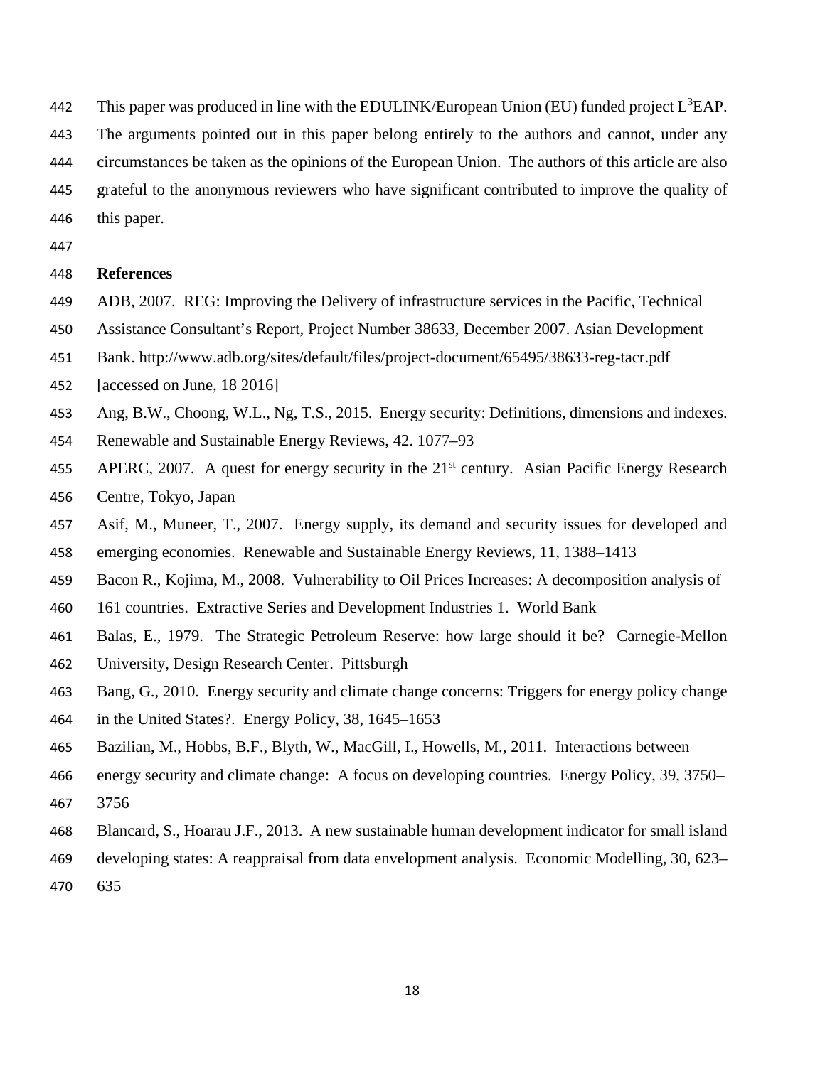This paper was produced in line with the EDULINK/European Union (EU) funded project $L^3$EAP. The arguments pointed out in this paper belong entirely to the authors and cannot, under any circumstances be taken as the opinions of the European Union. The authors of this article are also grateful to the anonymous reviewers who have significant contributed to improve the quality of this paper.

**References**

ADB, 2007. REG: Improving the Delivery of infrastructure services in the Pacific, Technical Assistance Consultant's Report, Project Number 38633, December 2007. Asian Development Bank. http://www.adb.org/sites/default/files/project-document/65495/38633-reg-tacr.pdf [accessed on June, 18 2016]

Ang, B.W., Choong, W.L., Ng, T.S., 2015. Energy security: Definitions, dimensions and indexes. Renewable and Sustainable Energy Reviews, 42. 1077–93

APERC, 2007. A quest for energy security in the 21st century. Asian Pacific Energy Research Centre, Tokyo, Japan

Asif, M., Muneer, T., 2007. Energy supply, its demand and security issues for developed and emerging economies. Renewable and Sustainable Energy Reviews, 11, 1388–1413

Bacon R., Kojima, M., 2008. Vulnerability to Oil Prices Increases: A decomposition analysis of 161 countries. Extractive Series and Development Industries 1. World Bank

Balas, E., 1979. The Strategic Petroleum Reserve: how large should it be? Carnegie-Mellon University, Design Research Center. Pittsburgh

Bang, G., 2010. Energy security and climate change concerns: Triggers for energy policy change in the United States?. Energy Policy, 38, 1645–1653

Bazilian, M., Hobbs, B.F., Blyth, W., MacGill, I., Howells, M., 2011. Interactions between energy security and climate change: A focus on developing countries. Energy Policy, 39, 3750–3756

Blancard, S., Hoarau J.F., 2013. A new sustainable human development indicator for small island developing states: A reappraisal from data envelopment analysis. Economic Modelling, 30, 623–635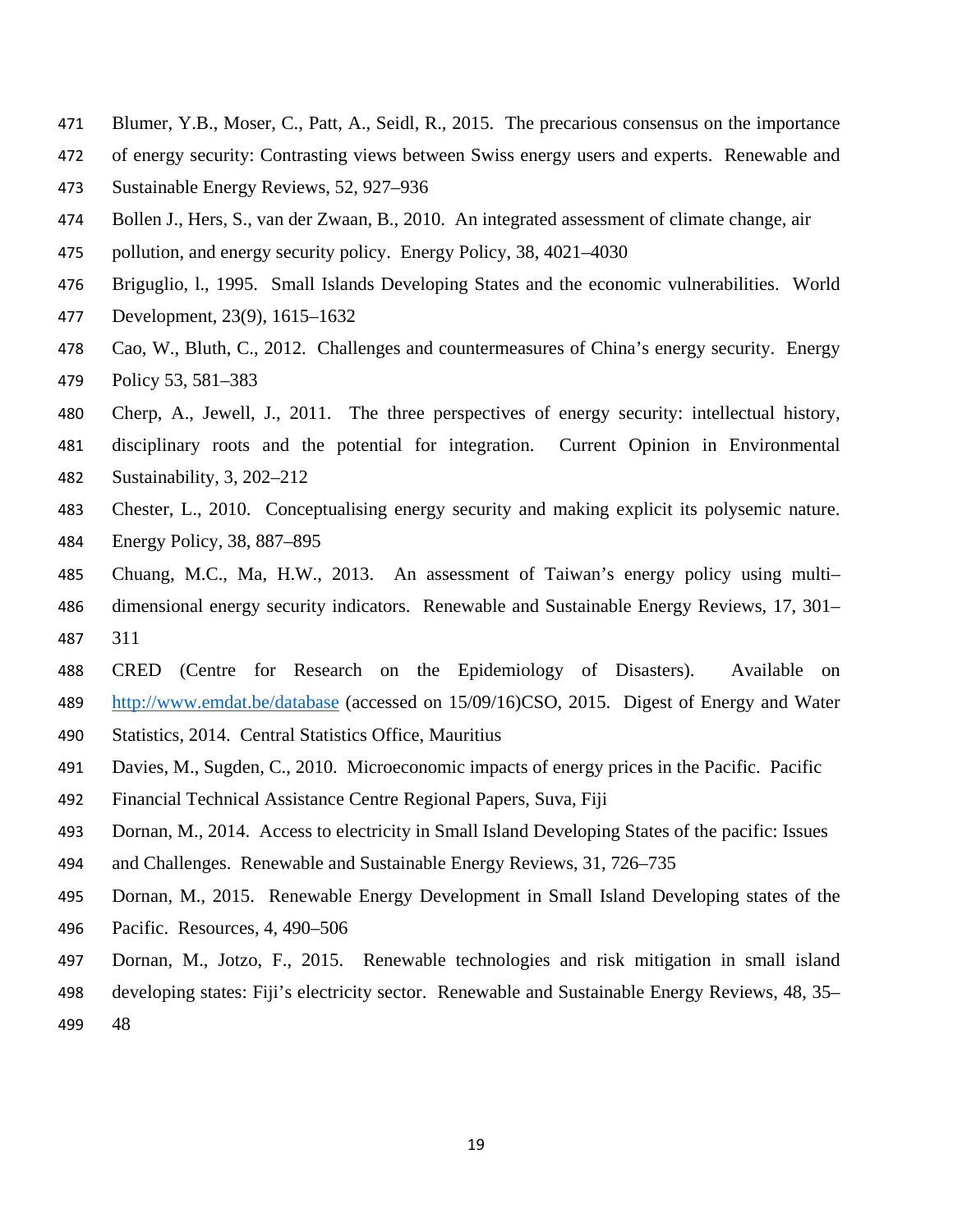Blumer, Y.B., Moser, C., Patt, A., Seidl, R., 2015. The precarious consensus on the importance of energy security: Contrasting views between Swiss energy users and experts. Renewable and Sustainable Energy Reviews, 52, 927–936

Bollen J., Hers, S., van der Zwaan, B., 2010. An integrated assessment of climate change, air pollution, and energy security policy. Energy Policy, 38, 4021–4030

Briguglio, l., 1995. Small Islands Developing States and the economic vulnerabilities. World Development, 23(9), 1615–1632

Cao, W., Bluth, C., 2012. Challenges and countermeasures of China's energy security. Energy Policy 53, 581–383

Cherp, A., Jewell, J., 2011. The three perspectives of energy security: intellectual history, disciplinary roots and the potential for integration. Current Opinion in Environmental Sustainability, 3, 202–212

Chester, L., 2010. Conceptualising energy security and making explicit its polysemic nature. Energy Policy, 38, 887–895

Chuang, M.C., Ma, H.W., 2013. An assessment of Taiwan's energy policy using multi–dimensional energy security indicators. Renewable and Sustainable Energy Reviews, 17, 301–311

CRED (Centre for Research on the Epidemiology of Disasters). Available on http://www.emdat.be/database (accessed on 15/09/16)CSO, 2015. Digest of Energy and Water Statistics, 2014. Central Statistics Office, Mauritius

Davies, M., Sugden, C., 2010. Microeconomic impacts of energy prices in the Pacific. Pacific Financial Technical Assistance Centre Regional Papers, Suva, Fiji

Dornan, M., 2014. Access to electricity in Small Island Developing States of the pacific: Issues and Challenges. Renewable and Sustainable Energy Reviews, 31, 726–735

Dornan, M., 2015. Renewable Energy Development in Small Island Developing states of the Pacific. Resources, 4, 490–506

Dornan, M., Jotzo, F., 2015. Renewable technologies and risk mitigation in small island developing states: Fiji's electricity sector. Renewable and Sustainable Energy Reviews, 48, 35–48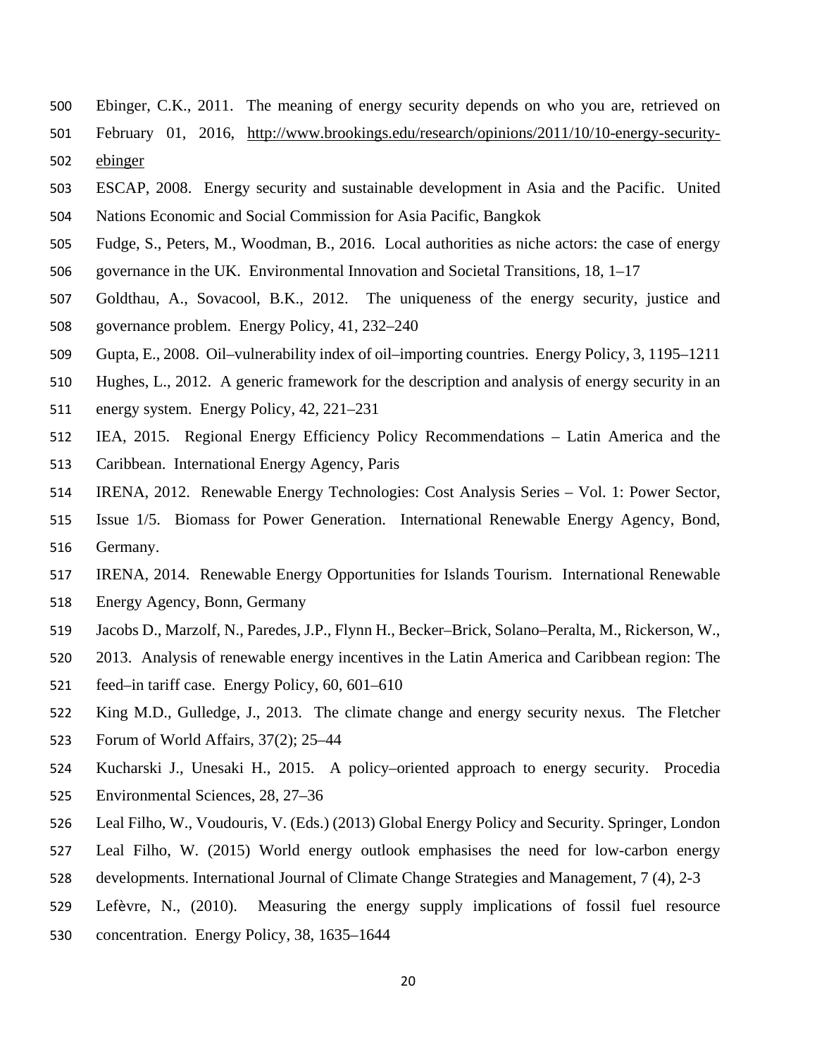Ebinger, C.K., 2011. The meaning of energy security depends on who you are, retrieved on February 01, 2016, http://www.brookings.edu/research/opinions/2011/10/10-energy-security-ebinger

ESCAP, 2008. Energy security and sustainable development in Asia and the Pacific. United Nations Economic and Social Commission for Asia Pacific, Bangkok

Fudge, S., Peters, M., Woodman, B., 2016. Local authorities as niche actors: the case of energy governance in the UK. Environmental Innovation and Societal Transitions, 18, 1–17

Goldthau, A., Sovacool, B.K., 2012. The uniqueness of the energy security, justice and governance problem. Energy Policy, 41, 232–240

Gupta, E., 2008. Oil–vulnerability index of oil–importing countries. Energy Policy, 3, 1195–1211

Hughes, L., 2012. A generic framework for the description and analysis of energy security in an energy system. Energy Policy, 42, 221–231

IEA, 2015. Regional Energy Efficiency Policy Recommendations – Latin America and the Caribbean. International Energy Agency, Paris

IRENA, 2012. Renewable Energy Technologies: Cost Analysis Series – Vol. 1: Power Sector, Issue 1/5. Biomass for Power Generation. International Renewable Energy Agency, Bond, Germany.

IRENA, 2014. Renewable Energy Opportunities for Islands Tourism. International Renewable Energy Agency, Bonn, Germany

Jacobs D., Marzolf, N., Paredes, J.P., Flynn H., Becker–Brick, Solano–Peralta, M., Rickerson, W., 2013. Analysis of renewable energy incentives in the Latin America and Caribbean region: The feed–in tariff case. Energy Policy, 60, 601–610

King M.D., Gulledge, J., 2013. The climate change and energy security nexus. The Fletcher Forum of World Affairs, 37(2); 25–44

Kucharski J., Unesaki H., 2015. A policy–oriented approach to energy security. Procedia Environmental Sciences, 28, 27–36

Leal Filho, W., Voudouris, V. (Eds.) (2013) Global Energy Policy and Security. Springer, London

Leal Filho, W. (2015) World energy outlook emphasises the need for low-carbon energy developments. International Journal of Climate Change Strategies and Management, 7 (4), 2-3

Lefèvre, N., (2010). Measuring the energy supply implications of fossil fuel resource concentration. Energy Policy, 38, 1635–1644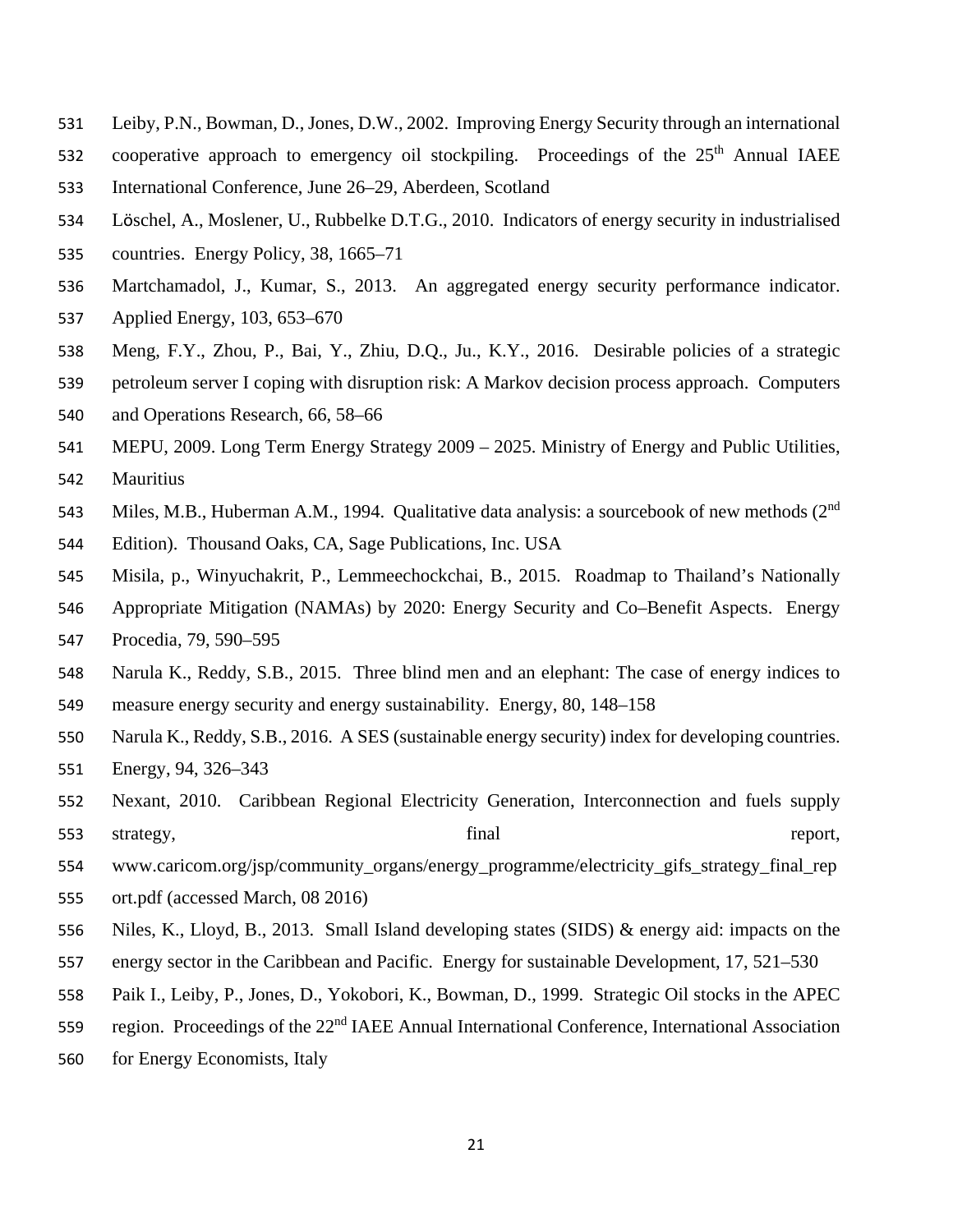Leiby, P.N., Bowman, D., Jones, D.W., 2002. Improving Energy Security through an international cooperative approach to emergency oil stockpiling. Proceedings of the 25th Annual IAEE International Conference, June 26–29, Aberdeen, Scotland

Löschel, A., Moslener, U., Rubbelke D.T.G., 2010. Indicators of energy security in industrialised countries. Energy Policy, 38, 1665–71

Martchamadol, J., Kumar, S., 2013. An aggregated energy security performance indicator. Applied Energy, 103, 653–670

Meng, F.Y., Zhou, P., Bai, Y., Zhiu, D.Q., Ju., K.Y., 2016. Desirable policies of a strategic petroleum server I coping with disruption risk: A Markov decision process approach. Computers and Operations Research, 66, 58–66

MEPU, 2009. Long Term Energy Strategy 2009 – 2025. Ministry of Energy and Public Utilities, Mauritius

Miles, M.B., Huberman A.M., 1994. Qualitative data analysis: a sourcebook of new methods (2nd Edition). Thousand Oaks, CA, Sage Publications, Inc. USA

Misila, p., Winyuchakrit, P., Lemmeechockchai, B., 2015. Roadmap to Thailand's Nationally Appropriate Mitigation (NAMAs) by 2020: Energy Security and Co–Benefit Aspects. Energy Procedia, 79, 590–595

Narula K., Reddy, S.B., 2015. Three blind men and an elephant: The case of energy indices to measure energy security and energy sustainability. Energy, 80, 148–158

Narula K., Reddy, S.B., 2016. A SES (sustainable energy security) index for developing countries. Energy, 94, 326–343

Nexant, 2010. Caribbean Regional Electricity Generation, Interconnection and fuels supply strategy, final report, www.caricom.org/jsp/community_organs/energy_programme/electricity_gifs_strategy_final_report.pdf (accessed March, 08 2016)

Niles, K., Lloyd, B., 2013. Small Island developing states (SIDS) & energy aid: impacts on the energy sector in the Caribbean and Pacific. Energy for sustainable Development, 17, 521–530

Paik I., Leiby, P., Jones, D., Yokobori, K., Bowman, D., 1999. Strategic Oil stocks in the APEC region. Proceedings of the 22nd IAEE Annual International Conference, International Association for Energy Economists, Italy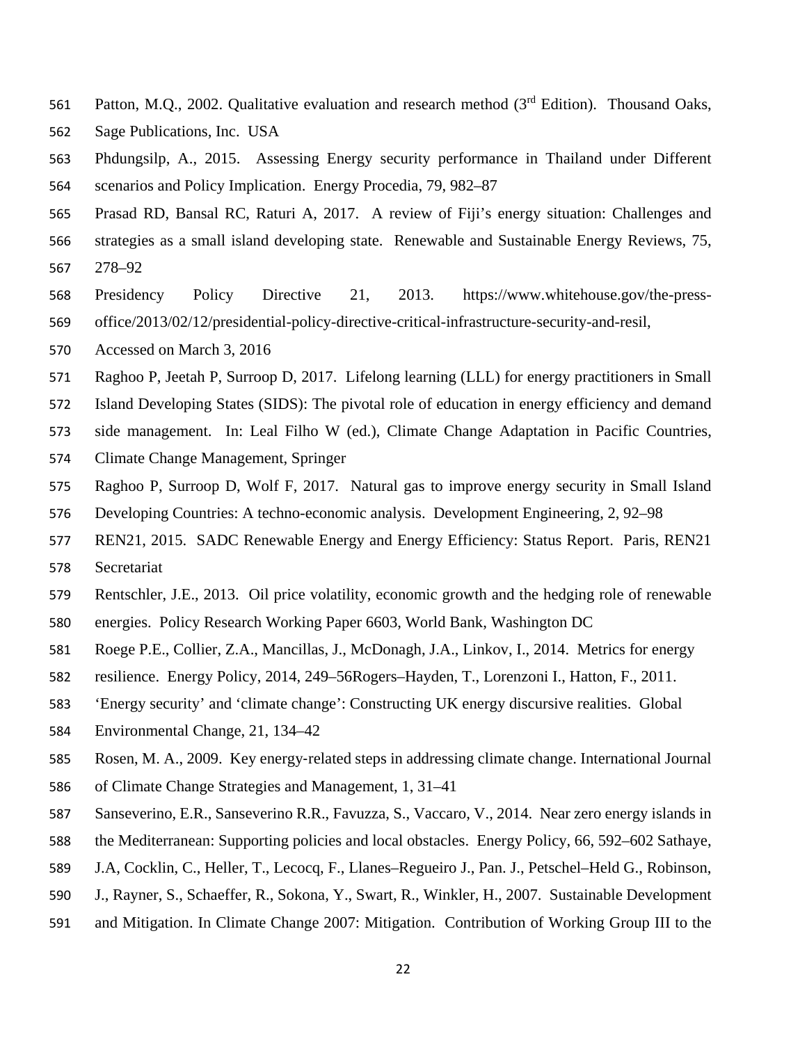Patton, M.Q., 2002. Qualitative evaluation and research method (3rd Edition). Thousand Oaks, Sage Publications, Inc. USA

Phdungsilp, A., 2015. Assessing Energy security performance in Thailand under Different scenarios and Policy Implication. Energy Procedia, 79, 982–87

Prasad RD, Bansal RC, Raturi A, 2017. A review of Fiji's energy situation: Challenges and strategies as a small island developing state. Renewable and Sustainable Energy Reviews, 75, 278–92

Presidency Policy Directive 21, 2013. https://www.whitehouse.gov/the-press-office/2013/02/12/presidential-policy-directive-critical-infrastructure-security-and-resil, Accessed on March 3, 2016

Raghoo P, Jeetah P, Surroop D, 2017. Lifelong learning (LLL) for energy practitioners in Small Island Developing States (SIDS): The pivotal role of education in energy efficiency and demand side management. In: Leal Filho W (ed.), Climate Change Adaptation in Pacific Countries, Climate Change Management, Springer

Raghoo P, Surroop D, Wolf F, 2017. Natural gas to improve energy security in Small Island Developing Countries: A techno-economic analysis. Development Engineering, 2, 92–98

REN21, 2015. SADC Renewable Energy and Energy Efficiency: Status Report. Paris, REN21 Secretariat

Rentschler, J.E., 2013. Oil price volatility, economic growth and the hedging role of renewable energies. Policy Research Working Paper 6603, World Bank, Washington DC

Roege P.E., Collier, Z.A., Mancillas, J., McDonagh, J.A., Linkov, I., 2014. Metrics for energy resilience. Energy Policy, 2014, 249–56Rogers–Hayden, T., Lorenzoni I., Hatton, F., 2011. 'Energy security' and 'climate change': Constructing UK energy discursive realities. Global Environmental Change, 21, 134–42

Rosen, M. A., 2009. Key energy-related steps in addressing climate change. International Journal of Climate Change Strategies and Management, 1, 31–41

Sanseverino, E.R., Sanseverino R.R., Favuzza, S., Vaccaro, V., 2014. Near zero energy islands in the Mediterranean: Supporting policies and local obstacles. Energy Policy, 66, 592–602 Sathaye, J.A, Cocklin, C., Heller, T., Lecocq, F., Llanes–Regueiro J., Pan. J., Petschel–Held G., Robinson, J., Rayner, S., Schaeffer, R., Sokona, Y., Swart, R., Winkler, H., 2007. Sustainable Development and Mitigation. In Climate Change 2007: Mitigation. Contribution of Working Group III to the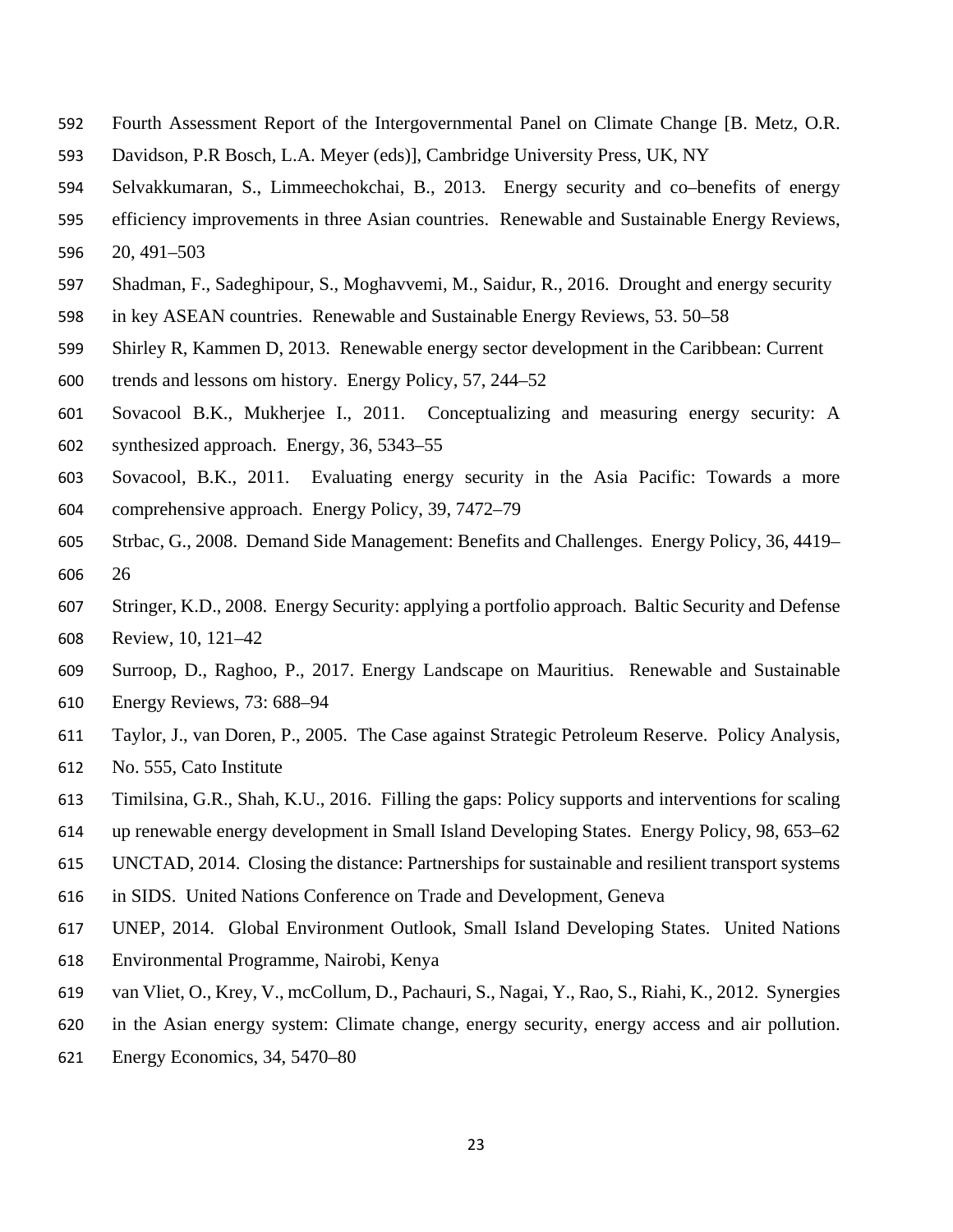Fourth Assessment Report of the Intergovernmental Panel on Climate Change [B. Metz, O.R. Davidson, P.R Bosch, L.A. Meyer (eds)], Cambridge University Press, UK, NY

Selvakkumaran, S., Limmeechokchai, B., 2013. Energy security and co–benefits of energy efficiency improvements in three Asian countries. Renewable and Sustainable Energy Reviews, 20, 491–503

Shadman, F., Sadeghipour, S., Moghavvemi, M., Saidur, R., 2016. Drought and energy security in key ASEAN countries. Renewable and Sustainable Energy Reviews, 53. 50–58

Shirley R, Kammen D, 2013. Renewable energy sector development in the Caribbean: Current trends and lessons om history. Energy Policy, 57, 244–52

Sovacool B.K., Mukherjee I., 2011. Conceptualizing and measuring energy security: A synthesized approach. Energy, 36, 5343–55

Sovacool, B.K., 2011. Evaluating energy security in the Asia Pacific: Towards a more comprehensive approach. Energy Policy, 39, 7472–79

Strbac, G., 2008. Demand Side Management: Benefits and Challenges. Energy Policy, 36, 4419–26

Stringer, K.D., 2008. Energy Security: applying a portfolio approach. Baltic Security and Defense Review, 10, 121–42

Surroop, D., Raghoo, P., 2017. Energy Landscape on Mauritius. Renewable and Sustainable Energy Reviews, 73: 688–94

Taylor, J., van Doren, P., 2005. The Case against Strategic Petroleum Reserve. Policy Analysis, No. 555, Cato Institute

Timilsina, G.R., Shah, K.U., 2016. Filling the gaps: Policy supports and interventions for scaling up renewable energy development in Small Island Developing States. Energy Policy, 98, 653–62

UNCTAD, 2014. Closing the distance: Partnerships for sustainable and resilient transport systems in SIDS. United Nations Conference on Trade and Development, Geneva

UNEP, 2014. Global Environment Outlook, Small Island Developing States. United Nations Environmental Programme, Nairobi, Kenya

van Vliet, O., Krey, V., mcCollum, D., Pachauri, S., Nagai, Y., Rao, S., Riahi, K., 2012. Synergies in the Asian energy system: Climate change, energy security, energy access and air pollution. Energy Economics, 34, 5470–80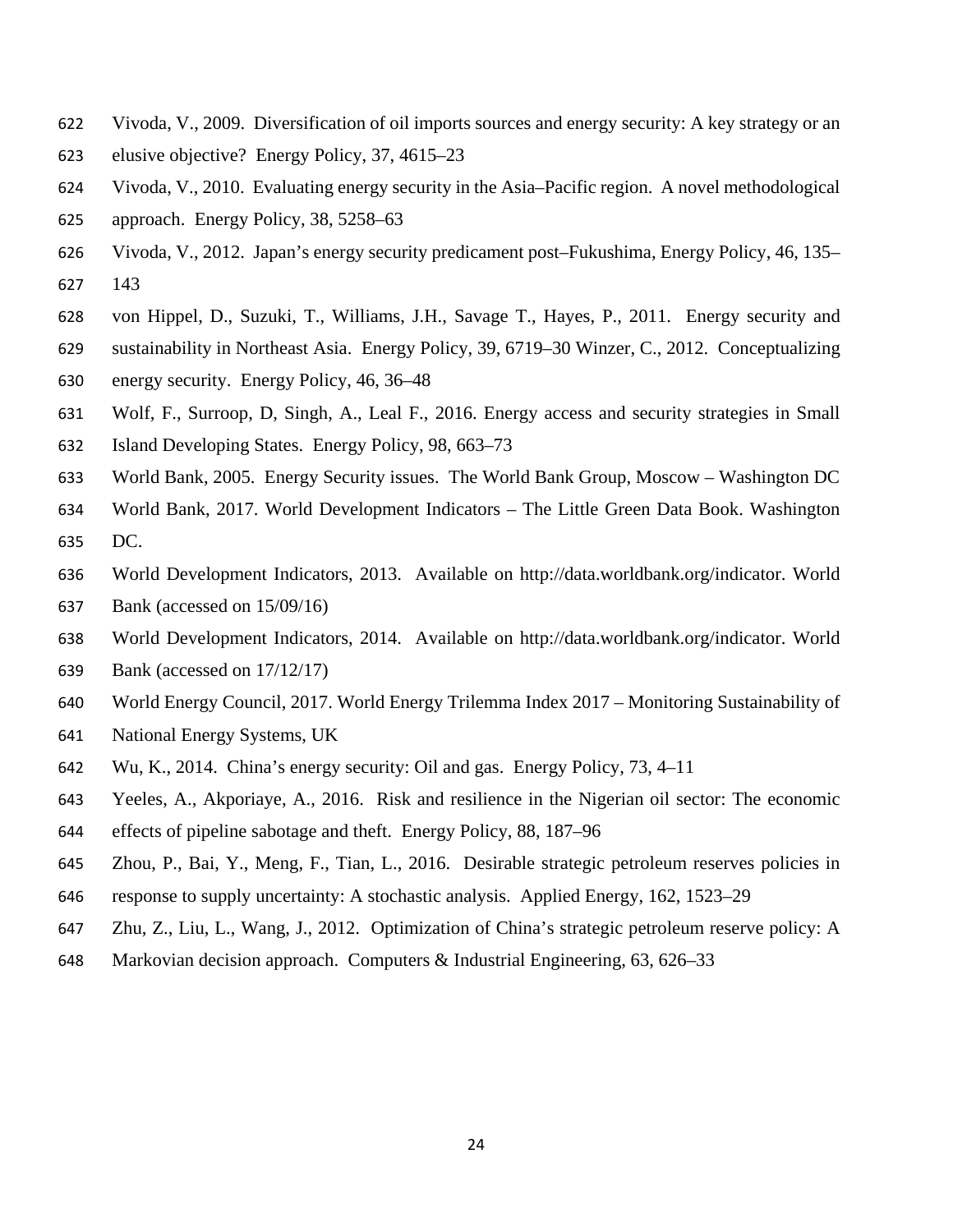Vivoda, V., 2009. Diversification of oil imports sources and energy security: A key strategy or an elusive objective? Energy Policy, 37, 4615–23

Vivoda, V., 2010. Evaluating energy security in the Asia–Pacific region. A novel methodological approach. Energy Policy, 38, 5258–63

Vivoda, V., 2012. Japan's energy security predicament post–Fukushima, Energy Policy, 46, 135–143

von Hippel, D., Suzuki, T., Williams, J.H., Savage T., Hayes, P., 2011. Energy security and sustainability in Northeast Asia. Energy Policy, 39, 6719–30 Winzer, C., 2012. Conceptualizing energy security. Energy Policy, 46, 36–48

Wolf, F., Surroop, D, Singh, A., Leal F., 2016. Energy access and security strategies in Small Island Developing States. Energy Policy, 98, 663–73

World Bank, 2005. Energy Security issues. The World Bank Group, Moscow – Washington DC

World Bank, 2017. World Development Indicators – The Little Green Data Book. Washington DC.

World Development Indicators, 2013. Available on http://data.worldbank.org/indicator. World Bank (accessed on 15/09/16)

World Development Indicators, 2014. Available on http://data.worldbank.org/indicator. World Bank (accessed on 17/12/17)

World Energy Council, 2017. World Energy Trilemma Index 2017 – Monitoring Sustainability of National Energy Systems, UK

Wu, K., 2014. China's energy security: Oil and gas. Energy Policy, 73, 4–11

Yeeles, A., Akporiaye, A., 2016. Risk and resilience in the Nigerian oil sector: The economic effects of pipeline sabotage and theft. Energy Policy, 88, 187–96

Zhou, P., Bai, Y., Meng, F., Tian, L., 2016. Desirable strategic petroleum reserves policies in response to supply uncertainty: A stochastic analysis. Applied Energy, 162, 1523–29

Zhu, Z., Liu, L., Wang, J., 2012. Optimization of China's strategic petroleum reserve policy: A Markovian decision approach. Computers & Industrial Engineering, 63, 626–33